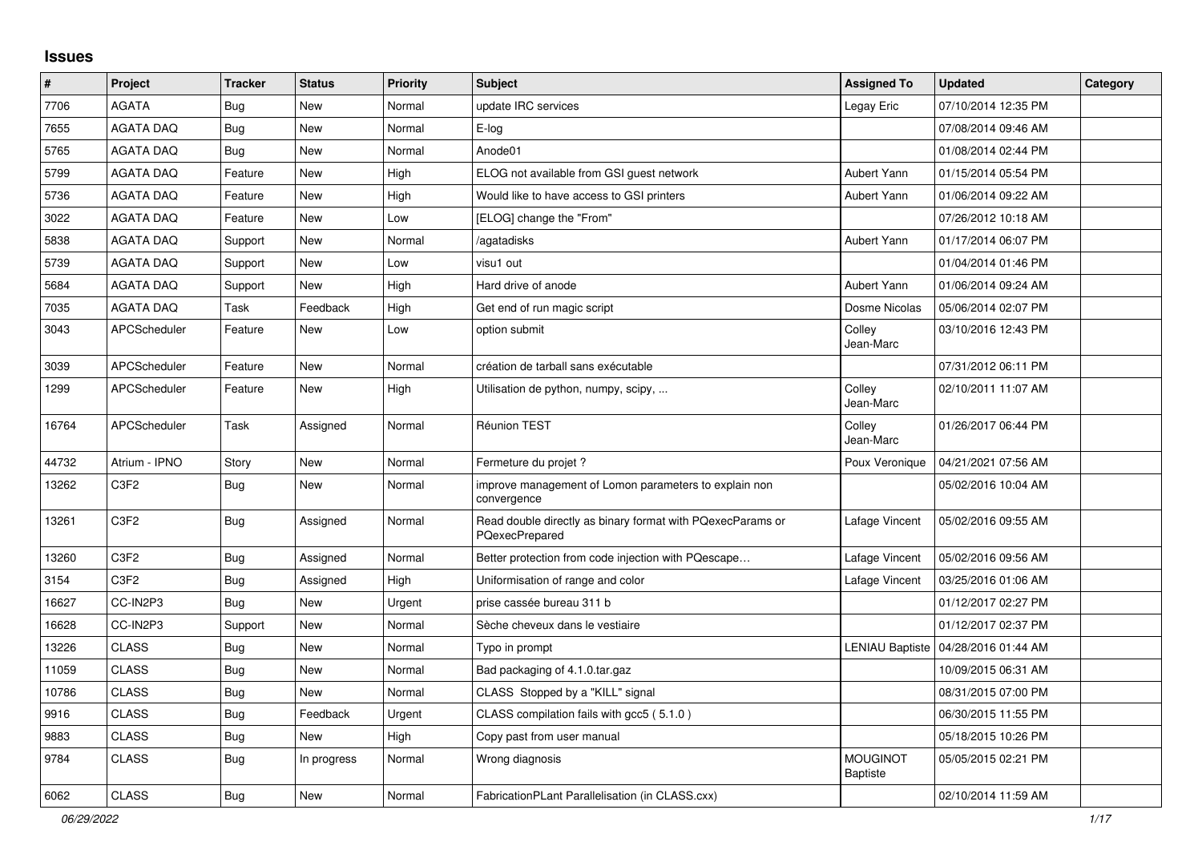# Issues

| # | Project | Tracker | Status | Priority | Subject | Assigned To | Updated | Category |
|---|---|---|---|---|---|---|---|---|
| 7706 | AGATA | Bug | New | Normal | update IRC services | Legay Eric | 07/10/2014 12:35 PM | |
| 7655 | AGATA DAQ | Bug | New | Normal | E-log | | 07/08/2014 09:46 AM | |
| 5765 | AGATA DAQ | Bug | New | Normal | Anode01 | | 01/08/2014 02:44 PM | |
| 5799 | AGATA DAQ | Feature | New | High | ELOG not available from GSI guest network | Aubert Yann | 01/15/2014 05:54 PM | |
| 5736 | AGATA DAQ | Feature | New | High | Would like to have access to GSI printers | Aubert Yann | 01/06/2014 09:22 AM | |
| 3022 | AGATA DAQ | Feature | New | Low | [ELOG] change the "From" | | 07/26/2012 10:18 AM | |
| 5838 | AGATA DAQ | Support | New | Normal | /agatadisks | Aubert Yann | 01/17/2014 06:07 PM | |
| 5739 | AGATA DAQ | Support | New | Low | visu1 out | | 01/04/2014 01:46 PM | |
| 5684 | AGATA DAQ | Support | New | High | Hard drive of anode | Aubert Yann | 01/06/2014 09:24 AM | |
| 7035 | AGATA DAQ | Task | Feedback | High | Get end of run magic script | Dosme Nicolas | 05/06/2014 02:07 PM | |
| 3043 | APCScheduler | Feature | New | Low | option submit | Colley Jean-Marc | 03/10/2016 12:43 PM | |
| 3039 | APCScheduler | Feature | New | Normal | création de tarball sans exécutable | | 07/31/2012 06:11 PM | |
| 1299 | APCScheduler | Feature | New | High | Utilisation de python, numpy, scipy, ... | Colley Jean-Marc | 02/10/2011 11:07 AM | |
| 16764 | APCScheduler | Task | Assigned | Normal | Réunion TEST | Colley Jean-Marc | 01/26/2017 06:44 PM | |
| 44732 | Atrium - IPNO | Story | New | Normal | Fermeture du projet ? | Poux Veronique | 04/21/2021 07:56 AM | |
| 13262 | C3F2 | Bug | New | Normal | improve management of Lomon parameters to explain non convergence | | 05/02/2016 10:04 AM | |
| 13261 | C3F2 | Bug | Assigned | Normal | Read double directly as binary format with PQexecParams or PQexecPrepared | Lafage Vincent | 05/02/2016 09:55 AM | |
| 13260 | C3F2 | Bug | Assigned | Normal | Better protection from code injection with PQescape… | Lafage Vincent | 05/02/2016 09:56 AM | |
| 3154 | C3F2 | Bug | Assigned | High | Uniformisation of range and color | Lafage Vincent | 03/25/2016 01:06 AM | |
| 16627 | CC-IN2P3 | Bug | New | Urgent | prise cassée bureau 311 b | | 01/12/2017 02:27 PM | |
| 16628 | CC-IN2P3 | Support | New | Normal | Sèche cheveux dans le vestiaire | | 01/12/2017 02:37 PM | |
| 13226 | CLASS | Bug | New | Normal | Typo in prompt | LENIAU Baptiste | 04/28/2016 01:44 AM | |
| 11059 | CLASS | Bug | New | Normal | Bad packaging of 4.1.0.tar.gaz | | 10/09/2015 06:31 AM | |
| 10786 | CLASS | Bug | New | Normal | CLASS Stopped by a "KILL" signal | | 08/31/2015 07:00 PM | |
| 9916 | CLASS | Bug | Feedback | Urgent | CLASS compilation fails with gcc5 ( 5.1.0 ) | | 06/30/2015 11:55 PM | |
| 9883 | CLASS | Bug | New | High | Copy past from user manual | | 05/18/2015 10:26 PM | |
| 9784 | CLASS | Bug | In progress | Normal | Wrong diagnosis | MOUGINOT Baptiste | 05/05/2015 02:21 PM | |
| 6062 | CLASS | Bug | New | Normal | FabricationPLant Parallelisation (in CLASS.cxx) | | 02/10/2014 11:59 AM | |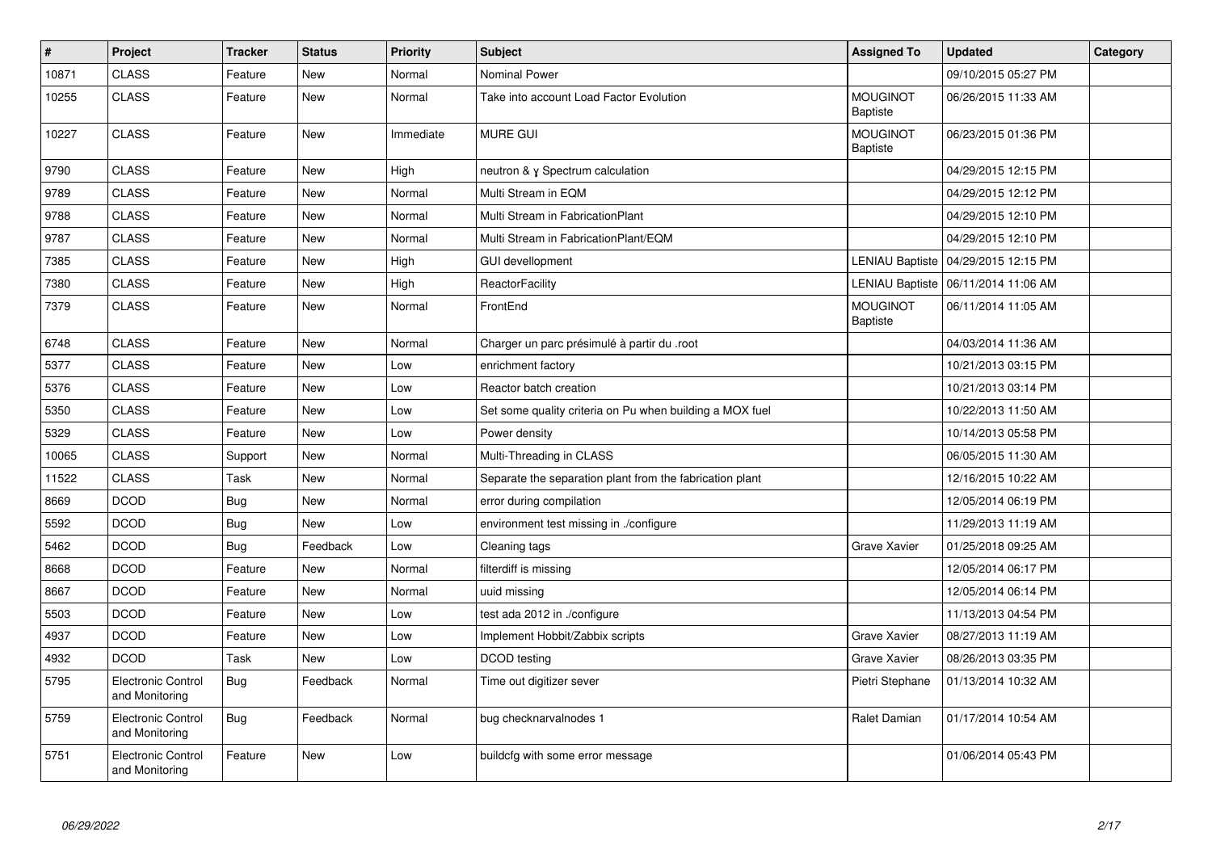| # | Project | Tracker | Status | Priority | Subject | Assigned To | Updated | Category |
|---|---|---|---|---|---|---|---|---|
| 10871 | CLASS | Feature | New | Normal | Nominal Power | | 09/10/2015 05:27 PM | |
| 10255 | CLASS | Feature | New | Normal | Take into account Load Factor Evolution | MOUGINOT Baptiste | 06/26/2015 11:33 AM | |
| 10227 | CLASS | Feature | New | Immediate | MURE GUI | MOUGINOT Baptiste | 06/23/2015 01:36 PM | |
| 9790 | CLASS | Feature | New | High | neutron & γ Spectrum calculation | | 04/29/2015 12:15 PM | |
| 9789 | CLASS | Feature | New | Normal | Multi Stream in EQM | | 04/29/2015 12:12 PM | |
| 9788 | CLASS | Feature | New | Normal | Multi Stream in FabricationPlant | | 04/29/2015 12:10 PM | |
| 9787 | CLASS | Feature | New | Normal | Multi Stream in FabricationPlant/EQM | | 04/29/2015 12:10 PM | |
| 7385 | CLASS | Feature | New | High | GUI devellopment | LENIAU Baptiste | 04/29/2015 12:15 PM | |
| 7380 | CLASS | Feature | New | High | ReactorFacility | LENIAU Baptiste | 06/11/2014 11:06 AM | |
| 7379 | CLASS | Feature | New | Normal | FrontEnd | MOUGINOT Baptiste | 06/11/2014 11:05 AM | |
| 6748 | CLASS | Feature | New | Normal | Charger un parc présimulé à partir du .root | | 04/03/2014 11:36 AM | |
| 5377 | CLASS | Feature | New | Low | enrichment factory | | 10/21/2013 03:15 PM | |
| 5376 | CLASS | Feature | New | Low | Reactor batch creation | | 10/21/2013 03:14 PM | |
| 5350 | CLASS | Feature | New | Low | Set some quality criteria on Pu when building a MOX fuel | | 10/22/2013 11:50 AM | |
| 5329 | CLASS | Feature | New | Low | Power density | | 10/14/2013 05:58 PM | |
| 10065 | CLASS | Support | New | Normal | Multi-Threading in CLASS | | 06/05/2015 11:30 AM | |
| 11522 | CLASS | Task | New | Normal | Separate the separation plant from the fabrication plant | | 12/16/2015 10:22 AM | |
| 8669 | DCOD | Bug | New | Normal | error during compilation | | 12/05/2014 06:19 PM | |
| 5592 | DCOD | Bug | New | Low | environment test missing in ./configure | | 11/29/2013 11:19 AM | |
| 5462 | DCOD | Bug | Feedback | Low | Cleaning tags | Grave Xavier | 01/25/2018 09:25 AM | |
| 8668 | DCOD | Feature | New | Normal | filterdiff is missing | | 12/05/2014 06:17 PM | |
| 8667 | DCOD | Feature | New | Normal | uuid missing | | 12/05/2014 06:14 PM | |
| 5503 | DCOD | Feature | New | Low | test ada 2012 in ./configure | | 11/13/2013 04:54 PM | |
| 4937 | DCOD | Feature | New | Low | Implement Hobbit/Zabbix scripts | Grave Xavier | 08/27/2013 11:19 AM | |
| 4932 | DCOD | Task | New | Low | DCOD testing | Grave Xavier | 08/26/2013 03:35 PM | |
| 5795 | Electronic Control and Monitoring | Bug | Feedback | Normal | Time out digitizer sever | Pietri Stephane | 01/13/2014 10:32 AM | |
| 5759 | Electronic Control and Monitoring | Bug | Feedback | Normal | bug checknarvalnodes 1 | Ralet Damian | 01/17/2014 10:54 AM | |
| 5751 | Electronic Control and Monitoring | Feature | New | Low | buildcfg with some error message | | 01/06/2014 05:43 PM | |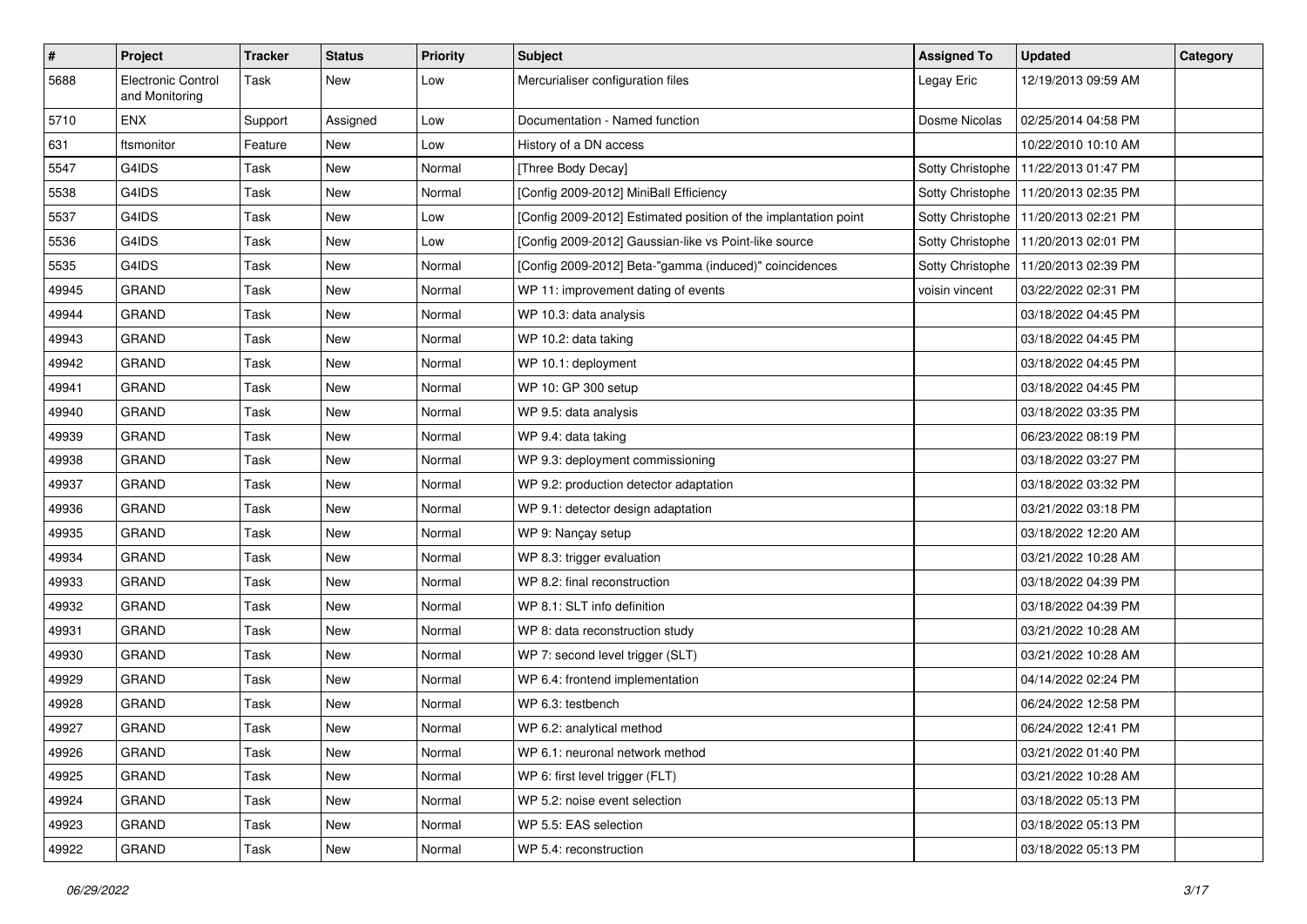| # | Project | Tracker | Status | Priority | Subject | Assigned To | Updated | Category |
|---|---|---|---|---|---|---|---|---|
| 5688 | Electronic Control and Monitoring | Task | New | Low | Mercurialiser configuration files | Legay Eric | 12/19/2013 09:59 AM | |
| 5710 | ENX | Support | Assigned | Low | Documentation - Named function | Dosme Nicolas | 02/25/2014 04:58 PM | |
| 631 | ftsmonitor | Feature | New | Low | History of a DN access | | 10/22/2010 10:10 AM | |
| 5547 | G4IDS | Task | New | Normal | [Three Body Decay] | Sotty Christophe | 11/22/2013 01:47 PM | |
| 5538 | G4IDS | Task | New | Normal | [Config 2009-2012] MiniBall Efficiency | Sotty Christophe | 11/20/2013 02:35 PM | |
| 5537 | G4IDS | Task | New | Low | [Config 2009-2012] Estimated position of the implantation point | Sotty Christophe | 11/20/2013 02:21 PM | |
| 5536 | G4IDS | Task | New | Low | [Config 2009-2012] Gaussian-like vs Point-like source | Sotty Christophe | 11/20/2013 02:01 PM | |
| 5535 | G4IDS | Task | New | Normal | [Config 2009-2012] Beta-"gamma (induced)" coincidences | Sotty Christophe | 11/20/2013 02:39 PM | |
| 49945 | GRAND | Task | New | Normal | WP 11: improvement dating of events | voisin vincent | 03/22/2022 02:31 PM | |
| 49944 | GRAND | Task | New | Normal | WP 10.3: data analysis | | 03/18/2022 04:45 PM | |
| 49943 | GRAND | Task | New | Normal | WP 10.2: data taking | | 03/18/2022 04:45 PM | |
| 49942 | GRAND | Task | New | Normal | WP 10.1: deployment | | 03/18/2022 04:45 PM | |
| 49941 | GRAND | Task | New | Normal | WP 10: GP 300 setup | | 03/18/2022 04:45 PM | |
| 49940 | GRAND | Task | New | Normal | WP 9.5: data analysis | | 03/18/2022 03:35 PM | |
| 49939 | GRAND | Task | New | Normal | WP 9.4: data taking | | 06/23/2022 08:19 PM | |
| 49938 | GRAND | Task | New | Normal | WP 9.3: deployment commissioning | | 03/18/2022 03:27 PM | |
| 49937 | GRAND | Task | New | Normal | WP 9.2: production detector adaptation | | 03/18/2022 03:32 PM | |
| 49936 | GRAND | Task | New | Normal | WP 9.1: detector design adaptation | | 03/21/2022 03:18 PM | |
| 49935 | GRAND | Task | New | Normal | WP 9: Nançay setup | | 03/18/2022 12:20 AM | |
| 49934 | GRAND | Task | New | Normal | WP 8.3: trigger evaluation | | 03/21/2022 10:28 AM | |
| 49933 | GRAND | Task | New | Normal | WP 8.2: final reconstruction | | 03/18/2022 04:39 PM | |
| 49932 | GRAND | Task | New | Normal | WP 8.1: SLT info definition | | 03/18/2022 04:39 PM | |
| 49931 | GRAND | Task | New | Normal | WP 8: data reconstruction study | | 03/21/2022 10:28 AM | |
| 49930 | GRAND | Task | New | Normal | WP 7: second level trigger (SLT) | | 03/21/2022 10:28 AM | |
| 49929 | GRAND | Task | New | Normal | WP 6.4: frontend implementation | | 04/14/2022 02:24 PM | |
| 49928 | GRAND | Task | New | Normal | WP 6.3: testbench | | 06/24/2022 12:58 PM | |
| 49927 | GRAND | Task | New | Normal | WP 6.2: analytical method | | 06/24/2022 12:41 PM | |
| 49926 | GRAND | Task | New | Normal | WP 6.1: neuronal network method | | 03/21/2022 01:40 PM | |
| 49925 | GRAND | Task | New | Normal | WP 6: first level trigger (FLT) | | 03/21/2022 10:28 AM | |
| 49924 | GRAND | Task | New | Normal | WP 5.2: noise event selection | | 03/18/2022 05:13 PM | |
| 49923 | GRAND | Task | New | Normal | WP 5.5: EAS selection | | 03/18/2022 05:13 PM | |
| 49922 | GRAND | Task | New | Normal | WP 5.4: reconstruction | | 03/18/2022 05:13 PM | |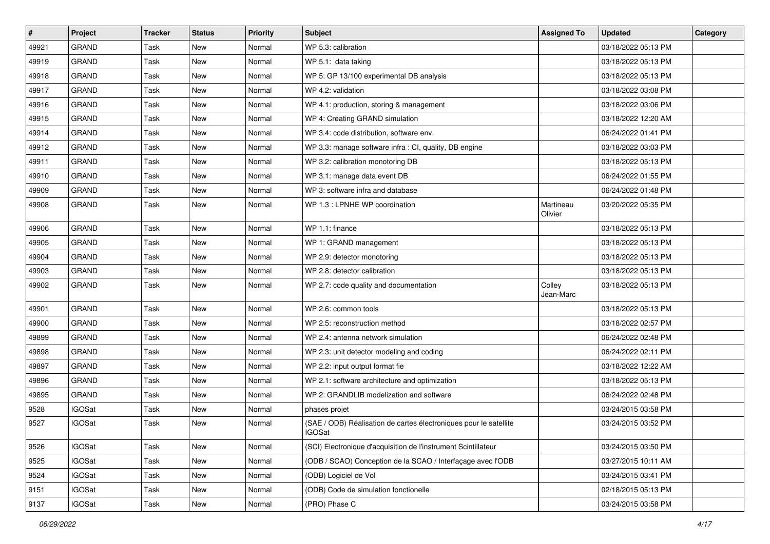| # | Project | Tracker | Status | Priority | Subject | Assigned To | Updated | Category |
|---|---|---|---|---|---|---|---|---|
| 49921 | GRAND | Task | New | Normal | WP 5.3: calibration | | 03/18/2022 05:13 PM | |
| 49919 | GRAND | Task | New | Normal | WP 5.1: data taking | | 03/18/2022 05:13 PM | |
| 49918 | GRAND | Task | New | Normal | WP 5: GP 13/100 experimental DB analysis | | 03/18/2022 05:13 PM | |
| 49917 | GRAND | Task | New | Normal | WP 4.2: validation | | 03/18/2022 03:08 PM | |
| 49916 | GRAND | Task | New | Normal | WP 4.1: production, storing & management | | 03/18/2022 03:06 PM | |
| 49915 | GRAND | Task | New | Normal | WP 4: Creating GRAND simulation | | 03/18/2022 12:20 AM | |
| 49914 | GRAND | Task | New | Normal | WP 3.4: code distribution, software env. | | 06/24/2022 01:41 PM | |
| 49912 | GRAND | Task | New | Normal | WP 3.3: manage software infra : CI, quality, DB engine | | 03/18/2022 03:03 PM | |
| 49911 | GRAND | Task | New | Normal | WP 3.2: calibration monotoring DB | | 03/18/2022 05:13 PM | |
| 49910 | GRAND | Task | New | Normal | WP 3.1: manage data event DB | | 06/24/2022 01:55 PM | |
| 49909 | GRAND | Task | New | Normal | WP 3: software infra and database | | 06/24/2022 01:48 PM | |
| 49908 | GRAND | Task | New | Normal | WP 1.3 : LPNHE WP coordination | Martineau Olivier | 03/20/2022 05:35 PM | |
| 49906 | GRAND | Task | New | Normal | WP 1.1: finance | | 03/18/2022 05:13 PM | |
| 49905 | GRAND | Task | New | Normal | WP 1: GRAND management | | 03/18/2022 05:13 PM | |
| 49904 | GRAND | Task | New | Normal | WP 2.9: detector monotoring | | 03/18/2022 05:13 PM | |
| 49903 | GRAND | Task | New | Normal | WP 2.8: detector calibration | | 03/18/2022 05:13 PM | |
| 49902 | GRAND | Task | New | Normal | WP 2.7: code quality and documentation | Colley Jean-Marc | 03/18/2022 05:13 PM | |
| 49901 | GRAND | Task | New | Normal | WP 2.6: common tools | | 03/18/2022 05:13 PM | |
| 49900 | GRAND | Task | New | Normal | WP 2.5: reconstruction method | | 03/18/2022 02:57 PM | |
| 49899 | GRAND | Task | New | Normal | WP 2.4: antenna network simulation | | 06/24/2022 02:48 PM | |
| 49898 | GRAND | Task | New | Normal | WP 2.3: unit detector modeling and coding | | 06/24/2022 02:11 PM | |
| 49897 | GRAND | Task | New | Normal | WP 2.2: input output format fie | | 03/18/2022 12:22 AM | |
| 49896 | GRAND | Task | New | Normal | WP 2.1: software architecture and optimization | | 03/18/2022 05:13 PM | |
| 49895 | GRAND | Task | New | Normal | WP 2: GRANDLIB modelization and software | | 06/24/2022 02:48 PM | |
| 9528 | IGOSat | Task | New | Normal | phases projet | | 03/24/2015 03:58 PM | |
| 9527 | IGOSat | Task | New | Normal | (SAE / ODB) Réalisation de cartes électroniques pour le satellite IGOSat | | 03/24/2015 03:52 PM | |
| 9526 | IGOSat | Task | New | Normal | (SCI) Electronique d'acquisition de l'instrument Scintillateur | | 03/24/2015 03:50 PM | |
| 9525 | IGOSat | Task | New | Normal | (ODB / SCAO) Conception de la SCAO / Interfaçage avec l'ODB | | 03/27/2015 10:11 AM | |
| 9524 | IGOSat | Task | New | Normal | (ODB) Logiciel de Vol | | 03/24/2015 03:41 PM | |
| 9151 | IGOSat | Task | New | Normal | (ODB) Code de simulation fonctionelle | | 02/18/2015 05:13 PM | |
| 9137 | IGOSat | Task | New | Normal | (PRO) Phase C | | 03/24/2015 03:58 PM | |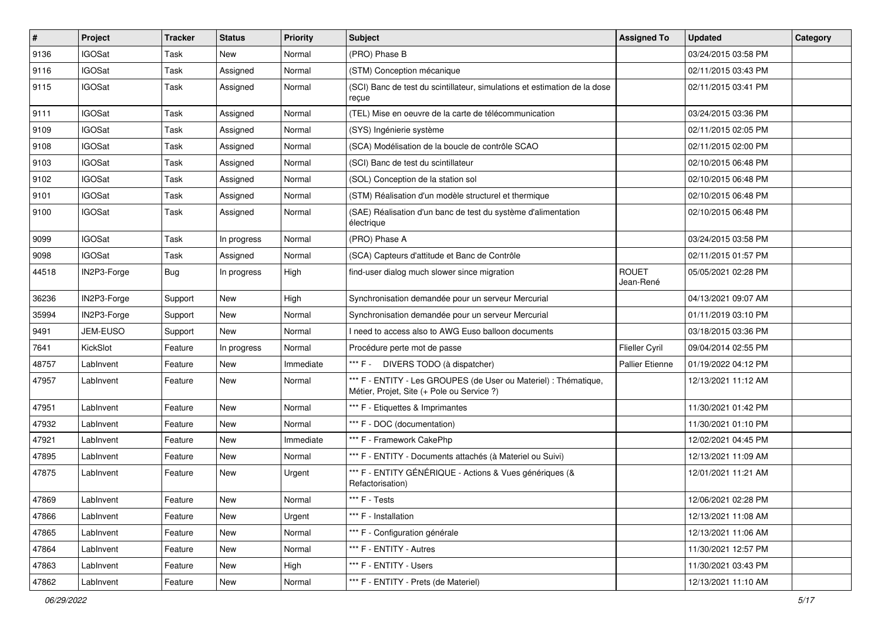| # | Project | Tracker | Status | Priority | Subject | Assigned To | Updated | Category |
|---|---|---|---|---|---|---|---|---|
| 9136 | IGOSat | Task | New | Normal | (PRO) Phase B | | 03/24/2015 03:58 PM | |
| 9116 | IGOSat | Task | Assigned | Normal | (STM) Conception mécanique | | 02/11/2015 03:43 PM | |
| 9115 | IGOSat | Task | Assigned | Normal | (SCI) Banc de test du scintillateur, simulations et estimation de la dose reçue | | 02/11/2015 03:41 PM | |
| 9111 | IGOSat | Task | Assigned | Normal | (TEL) Mise en oeuvre de la carte de télécommunication | | 03/24/2015 03:36 PM | |
| 9109 | IGOSat | Task | Assigned | Normal | (SYS) Ingénierie système | | 02/11/2015 02:05 PM | |
| 9108 | IGOSat | Task | Assigned | Normal | (SCA) Modélisation de la boucle de contrôle SCAO | | 02/11/2015 02:00 PM | |
| 9103 | IGOSat | Task | Assigned | Normal | (SCI) Banc de test du scintillateur | | 02/10/2015 06:48 PM | |
| 9102 | IGOSat | Task | Assigned | Normal | (SOL) Conception de la station sol | | 02/10/2015 06:48 PM | |
| 9101 | IGOSat | Task | Assigned | Normal | (STM) Réalisation d'un modèle structurel et thermique | | 02/10/2015 06:48 PM | |
| 9100 | IGOSat | Task | Assigned | Normal | (SAE) Réalisation d'un banc de test du système d'alimentation électrique | | 02/10/2015 06:48 PM | |
| 9099 | IGOSat | Task | In progress | Normal | (PRO) Phase A | | 03/24/2015 03:58 PM | |
| 9098 | IGOSat | Task | Assigned | Normal | (SCA) Capteurs d'attitude et Banc de Contrôle | | 02/11/2015 01:57 PM | |
| 44518 | IN2P3-Forge | Bug | In progress | High | find-user dialog much slower since migration | ROUET Jean-René | 05/05/2021 02:28 PM | |
| 36236 | IN2P3-Forge | Support | New | High | Synchronisation demandée pour un serveur Mercurial | | 04/13/2021 09:07 AM | |
| 35994 | IN2P3-Forge | Support | New | Normal | Synchronisation demandée pour un serveur Mercurial | | 01/11/2019 03:10 PM | |
| 9491 | JEM-EUSO | Support | New | Normal | I need to access also to AWG Euso balloon documents | | 03/18/2015 03:36 PM | |
| 7641 | KickSlot | Feature | In progress | Normal | Procédure perte mot de passe | Flieller Cyril | 09/04/2014 02:55 PM | |
| 48757 | LabInvent | Feature | New | Immediate | *** F - DIVERS TODO (à dispatcher) | Pallier Etienne | 01/19/2022 04:12 PM | |
| 47957 | LabInvent | Feature | New | Normal | *** F - ENTITY - Les GROUPES (de User ou Materiel) : Thématique, Métier, Projet, Site (+ Pole ou Service ?) | | 12/13/2021 11:12 AM | |
| 47951 | LabInvent | Feature | New | Normal | *** F - Etiquettes & Imprimantes | | 11/30/2021 01:42 PM | |
| 47932 | LabInvent | Feature | New | Normal | *** F - DOC (documentation) | | 11/30/2021 01:10 PM | |
| 47921 | LabInvent | Feature | New | Immediate | *** F - Framework CakePhp | | 12/02/2021 04:45 PM | |
| 47895 | LabInvent | Feature | New | Normal | *** F - ENTITY - Documents attachés (à Materiel ou Suivi) | | 12/13/2021 11:09 AM | |
| 47875 | LabInvent | Feature | New | Urgent | *** F - ENTITY GÉNÉRIQUE - Actions & Vues génériques (& Refactorisation) | | 12/01/2021 11:21 AM | |
| 47869 | LabInvent | Feature | New | Normal | *** F - Tests | | 12/06/2021 02:28 PM | |
| 47866 | LabInvent | Feature | New | Urgent | *** F - Installation | | 12/13/2021 11:08 AM | |
| 47865 | LabInvent | Feature | New | Normal | *** F - Configuration générale | | 12/13/2021 11:06 AM | |
| 47864 | LabInvent | Feature | New | Normal | *** F - ENTITY - Autres | | 11/30/2021 12:57 PM | |
| 47863 | LabInvent | Feature | New | High | *** F - ENTITY - Users | | 11/30/2021 03:43 PM | |
| 47862 | LabInvent | Feature | New | Normal | *** F - ENTITY - Prets (de Materiel) | | 12/13/2021 11:10 AM | |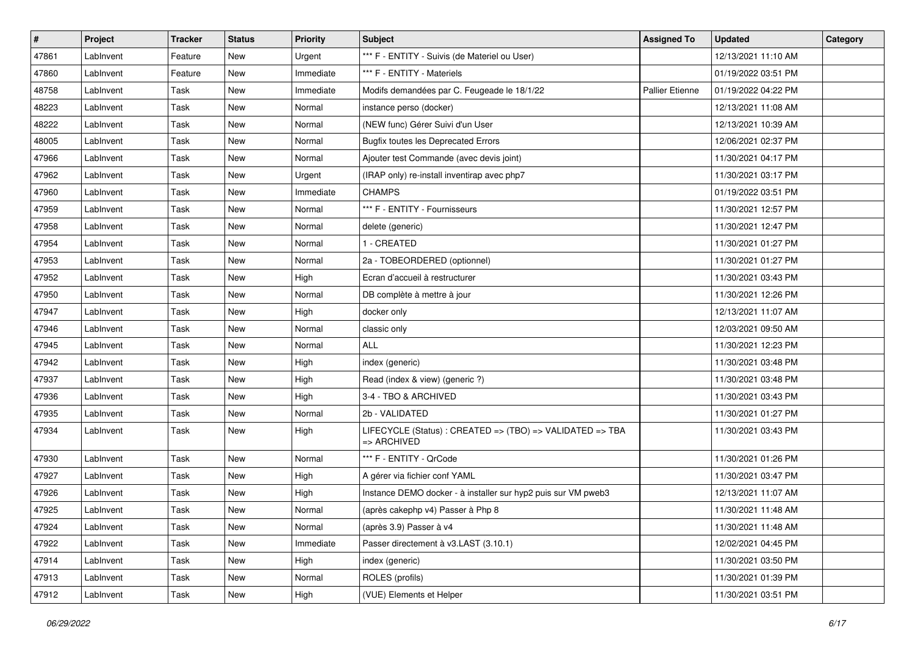| # | Project | Tracker | Status | Priority | Subject | Assigned To | Updated | Category |
|---|---|---|---|---|---|---|---|---|
| 47861 | LabInvent | Feature | New | Urgent | *** F - ENTITY - Suivis (de Materiel ou User) | | 12/13/2021 11:10 AM | |
| 47860 | LabInvent | Feature | New | Immediate | *** F - ENTITY - Materiels | | 01/19/2022 03:51 PM | |
| 48758 | LabInvent | Task | New | Immediate | Modifs demandées par C. Feugeade le 18/1/22 | Pallier Etienne | 01/19/2022 04:22 PM | |
| 48223 | LabInvent | Task | New | Normal | instance perso (docker) | | 12/13/2021 11:08 AM | |
| 48222 | LabInvent | Task | New | Normal | (NEW func) Gérer Suivi d'un User | | 12/13/2021 10:39 AM | |
| 48005 | LabInvent | Task | New | Normal | Bugfix toutes les Deprecated Errors | | 12/06/2021 02:37 PM | |
| 47966 | LabInvent | Task | New | Normal | Ajouter test Commande (avec devis joint) | | 11/30/2021 04:17 PM | |
| 47962 | LabInvent | Task | New | Urgent | (IRAP only) re-install inventirap avec php7 | | 11/30/2021 03:17 PM | |
| 47960 | LabInvent | Task | New | Immediate | CHAMPS | | 01/19/2022 03:51 PM | |
| 47959 | LabInvent | Task | New | Normal | *** F - ENTITY - Fournisseurs | | 11/30/2021 12:57 PM | |
| 47958 | LabInvent | Task | New | Normal | delete (generic) | | 11/30/2021 12:47 PM | |
| 47954 | LabInvent | Task | New | Normal | 1 - CREATED | | 11/30/2021 01:27 PM | |
| 47953 | LabInvent | Task | New | Normal | 2a - TOBEORDERED (optionnel) | | 11/30/2021 01:27 PM | |
| 47952 | LabInvent | Task | New | High | Ecran d'accueil à restructurer | | 11/30/2021 03:43 PM | |
| 47950 | LabInvent | Task | New | Normal | DB complète à mettre à jour | | 11/30/2021 12:26 PM | |
| 47947 | LabInvent | Task | New | High | docker only | | 12/13/2021 11:07 AM | |
| 47946 | LabInvent | Task | New | Normal | classic only | | 12/03/2021 09:50 AM | |
| 47945 | LabInvent | Task | New | Normal | ALL | | 11/30/2021 12:23 PM | |
| 47942 | LabInvent | Task | New | High | index (generic) | | 11/30/2021 03:48 PM | |
| 47937 | LabInvent | Task | New | High | Read (index & view) (generic ?) | | 11/30/2021 03:48 PM | |
| 47936 | LabInvent | Task | New | High | 3-4 - TBO & ARCHIVED | | 11/30/2021 03:43 PM | |
| 47935 | LabInvent | Task | New | Normal | 2b - VALIDATED | | 11/30/2021 01:27 PM | |
| 47934 | LabInvent | Task | New | High | LIFECYCLE (Status) : CREATED => (TBO) => VALIDATED => TBA => ARCHIVED | | 11/30/2021 03:43 PM | |
| 47930 | LabInvent | Task | New | Normal | *** F - ENTITY - QrCode | | 11/30/2021 01:26 PM | |
| 47927 | LabInvent | Task | New | High | A gérer via fichier conf YAML | | 11/30/2021 03:47 PM | |
| 47926 | LabInvent | Task | New | High | Instance DEMO docker - à installer sur hyp2 puis sur VM pweb3 | | 12/13/2021 11:07 AM | |
| 47925 | LabInvent | Task | New | Normal | (après cakephp v4) Passer à Php 8 | | 11/30/2021 11:48 AM | |
| 47924 | LabInvent | Task | New | Normal | (après 3.9) Passer à v4 | | 11/30/2021 11:48 AM | |
| 47922 | LabInvent | Task | New | Immediate | Passer directement à v3.LAST (3.10.1) | | 12/02/2021 04:45 PM | |
| 47914 | LabInvent | Task | New | High | index (generic) | | 11/30/2021 03:50 PM | |
| 47913 | LabInvent | Task | New | Normal | ROLES (profils) | | 11/30/2021 01:39 PM | |
| 47912 | LabInvent | Task | New | High | (VUE) Elements et Helper | | 11/30/2021 03:51 PM | |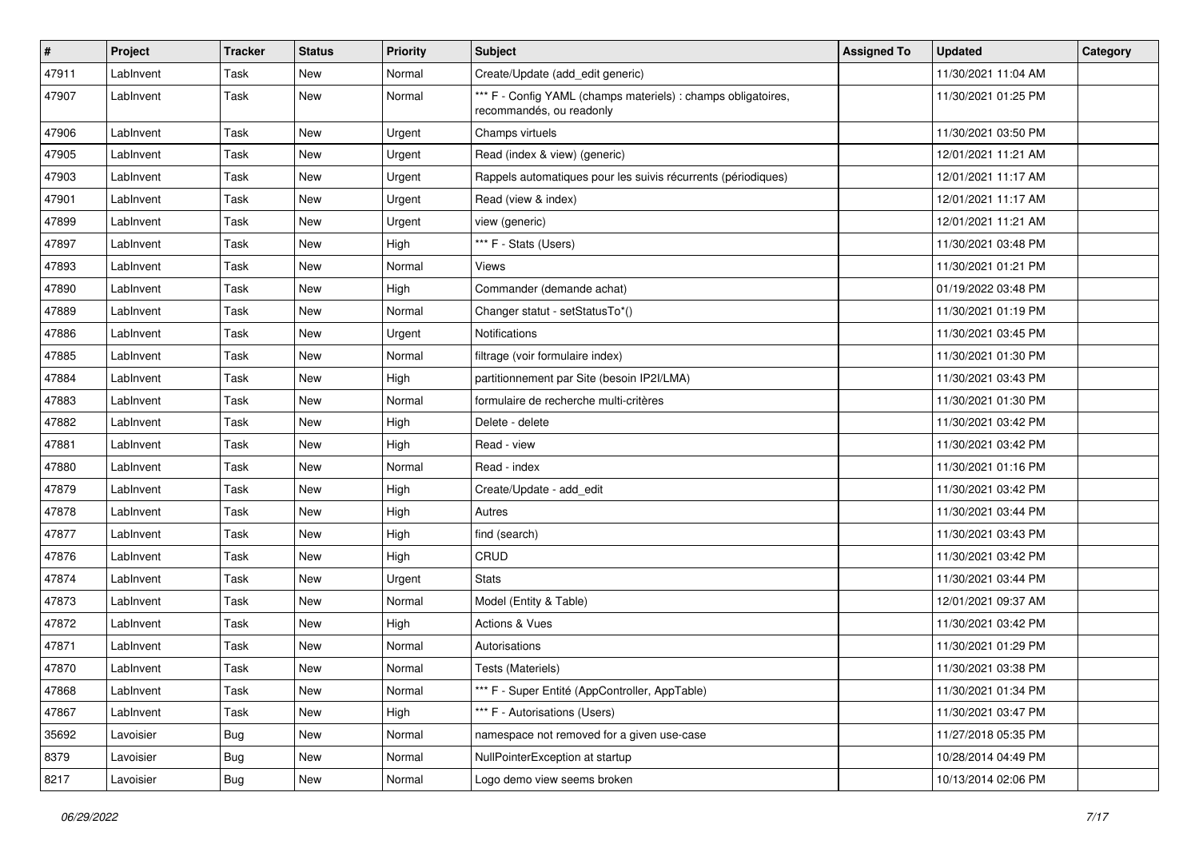| # | Project | Tracker | Status | Priority | Subject | Assigned To | Updated | Category |
|---|---|---|---|---|---|---|---|---|
| 47911 | LabInvent | Task | New | Normal | Create/Update (add_edit generic) | | 11/30/2021 11:04 AM | |
| 47907 | LabInvent | Task | New | Normal | *** F - Config YAML (champs materiels) : champs obligatoires, recommandés, ou readonly | | 11/30/2021 01:25 PM | |
| 47906 | LabInvent | Task | New | Urgent | Champs virtuels | | 11/30/2021 03:50 PM | |
| 47905 | LabInvent | Task | New | Urgent | Read (index & view) (generic) | | 12/01/2021 11:21 AM | |
| 47903 | LabInvent | Task | New | Urgent | Rappels automatiques pour les suivis récurrents (périodiques) | | 12/01/2021 11:17 AM | |
| 47901 | LabInvent | Task | New | Urgent | Read (view & index) | | 12/01/2021 11:17 AM | |
| 47899 | LabInvent | Task | New | Urgent | view (generic) | | 12/01/2021 11:21 AM | |
| 47897 | LabInvent | Task | New | High | *** F - Stats (Users) | | 11/30/2021 03:48 PM | |
| 47893 | LabInvent | Task | New | Normal | Views | | 11/30/2021 01:21 PM | |
| 47890 | LabInvent | Task | New | High | Commander (demande achat) | | 01/19/2022 03:48 PM | |
| 47889 | LabInvent | Task | New | Normal | Changer statut - setStatusTo*() | | 11/30/2021 01:19 PM | |
| 47886 | LabInvent | Task | New | Urgent | Notifications | | 11/30/2021 03:45 PM | |
| 47885 | LabInvent | Task | New | Normal | filtrage (voir formulaire index) | | 11/30/2021 01:30 PM | |
| 47884 | LabInvent | Task | New | High | partitionnement par Site (besoin IP2I/LMA) | | 11/30/2021 03:43 PM | |
| 47883 | LabInvent | Task | New | Normal | formulaire de recherche multi-critères | | 11/30/2021 01:30 PM | |
| 47882 | LabInvent | Task | New | High | Delete - delete | | 11/30/2021 03:42 PM | |
| 47881 | LabInvent | Task | New | High | Read - view | | 11/30/2021 03:42 PM | |
| 47880 | LabInvent | Task | New | Normal | Read - index | | 11/30/2021 01:16 PM | |
| 47879 | LabInvent | Task | New | High | Create/Update - add_edit | | 11/30/2021 03:42 PM | |
| 47878 | LabInvent | Task | New | High | Autres | | 11/30/2021 03:44 PM | |
| 47877 | LabInvent | Task | New | High | find (search) | | 11/30/2021 03:43 PM | |
| 47876 | LabInvent | Task | New | High | CRUD | | 11/30/2021 03:42 PM | |
| 47874 | LabInvent | Task | New | Urgent | Stats | | 11/30/2021 03:44 PM | |
| 47873 | LabInvent | Task | New | Normal | Model (Entity & Table) | | 12/01/2021 09:37 AM | |
| 47872 | LabInvent | Task | New | High | Actions & Vues | | 11/30/2021 03:42 PM | |
| 47871 | LabInvent | Task | New | Normal | Autorisations | | 11/30/2021 01:29 PM | |
| 47870 | LabInvent | Task | New | Normal | Tests (Materiels) | | 11/30/2021 03:38 PM | |
| 47868 | LabInvent | Task | New | Normal | *** F - Super Entité (AppController, AppTable) | | 11/30/2021 01:34 PM | |
| 47867 | LabInvent | Task | New | High | *** F - Autorisations (Users) | | 11/30/2021 03:47 PM | |
| 35692 | Lavoisier | Bug | New | Normal | namespace not removed for a given use-case | | 11/27/2018 05:35 PM | |
| 8379 | Lavoisier | Bug | New | Normal | NullPointerException at startup | | 10/28/2014 04:49 PM | |
| 8217 | Lavoisier | Bug | New | Normal | Logo demo view seems broken | | 10/13/2014 02:06 PM | |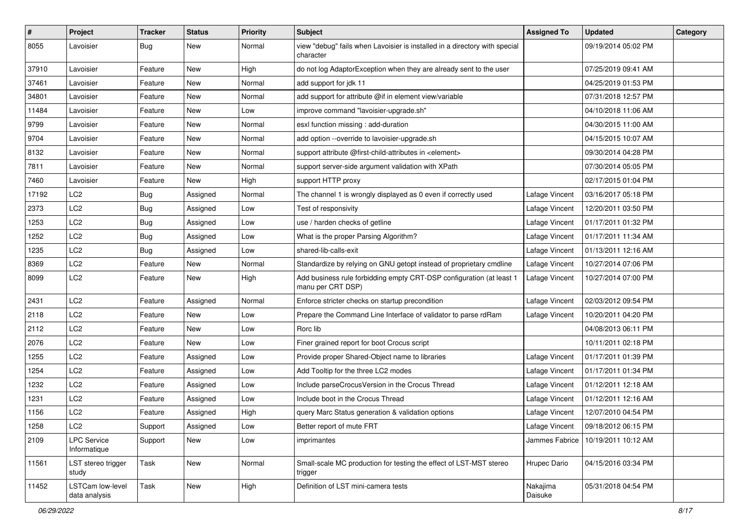| # | Project | Tracker | Status | Priority | Subject | Assigned To | Updated | Category |
|---|---|---|---|---|---|---|---|---|
| 8055 | Lavoisier | Bug | New | Normal | view "debug" fails when Lavoisier is installed in a directory with special character | | 09/19/2014 05:02 PM | |
| 37910 | Lavoisier | Feature | New | High | do not log AdaptorException when they are already sent to the user | | 07/25/2019 09:41 AM | |
| 37461 | Lavoisier | Feature | New | Normal | add support for jdk 11 | | 04/25/2019 01:53 PM | |
| 34801 | Lavoisier | Feature | New | Normal | add support for attribute @if in element view/variable | | 07/31/2018 12:57 PM | |
| 11484 | Lavoisier | Feature | New | Low | improve command "lavoisier-upgrade.sh" | | 04/10/2018 11:06 AM | |
| 9799 | Lavoisier | Feature | New | Normal | esxl function missing : add-duration | | 04/30/2015 11:00 AM | |
| 9704 | Lavoisier | Feature | New | Normal | add option --override to lavoisier-upgrade.sh | | 04/15/2015 10:07 AM | |
| 8132 | Lavoisier | Feature | New | Normal | support attribute @first-child-attributes in <element> | | 09/30/2014 04:28 PM | |
| 7811 | Lavoisier | Feature | New | Normal | support server-side argument validation with XPath | | 07/30/2014 05:05 PM | |
| 7460 | Lavoisier | Feature | New | High | support HTTP proxy | | 02/17/2015 01:04 PM | |
| 17192 | LC2 | Bug | Assigned | Normal | The channel 1 is wrongly displayed as 0 even if correctly used | Lafage Vincent | 03/16/2017 05:18 PM | |
| 2373 | LC2 | Bug | Assigned | Low | Test of responsivity | Lafage Vincent | 12/20/2011 03:50 PM | |
| 1253 | LC2 | Bug | Assigned | Low | use / harden checks of getline | Lafage Vincent | 01/17/2011 01:32 PM | |
| 1252 | LC2 | Bug | Assigned | Low | What is the proper Parsing Algorithm? | Lafage Vincent | 01/17/2011 11:34 AM | |
| 1235 | LC2 | Bug | Assigned | Low | shared-lib-calls-exit | Lafage Vincent | 01/13/2011 12:16 AM | |
| 8369 | LC2 | Feature | New | Normal | Standardize by relying on GNU getopt instead of proprietary cmdline | Lafage Vincent | 10/27/2014 07:06 PM | |
| 8099 | LC2 | Feature | New | High | Add business rule forbidding empty CRT-DSP configuration (at least 1 manu per CRT DSP) | Lafage Vincent | 10/27/2014 07:00 PM | |
| 2431 | LC2 | Feature | Assigned | Normal | Enforce stricter checks on startup precondition | Lafage Vincent | 02/03/2012 09:54 PM | |
| 2118 | LC2 | Feature | New | Low | Prepare the Command Line Interface of validator to parse rdRam | Lafage Vincent | 10/20/2011 04:20 PM | |
| 2112 | LC2 | Feature | New | Low | Rorc lib | | 04/08/2013 06:11 PM | |
| 2076 | LC2 | Feature | New | Low | Finer grained report for boot Crocus script | | 10/11/2011 02:18 PM | |
| 1255 | LC2 | Feature | Assigned | Low | Provide proper Shared-Object name to libraries | Lafage Vincent | 01/17/2011 01:39 PM | |
| 1254 | LC2 | Feature | Assigned | Low | Add Tooltip for the three LC2 modes | Lafage Vincent | 01/17/2011 01:34 PM | |
| 1232 | LC2 | Feature | Assigned | Low | Include parseCrocusVersion in the Crocus Thread | Lafage Vincent | 01/12/2011 12:18 AM | |
| 1231 | LC2 | Feature | Assigned | Low | Include boot in the Crocus Thread | Lafage Vincent | 01/12/2011 12:16 AM | |
| 1156 | LC2 | Feature | Assigned | High | query Marc Status generation & validation options | Lafage Vincent | 12/07/2010 04:54 PM | |
| 1258 | LC2 | Support | Assigned | Low | Better report of mute FRT | Lafage Vincent | 09/18/2012 06:15 PM | |
| 2109 | LPC Service Informatique | Support | New | Low | imprimantes | Jammes Fabrice | 10/19/2011 10:12 AM | |
| 11561 | LST stereo trigger study | Task | New | Normal | Small-scale MC production for testing the effect of LST-MST stereo trigger | Hrupec Dario | 04/15/2016 03:34 PM | |
| 11452 | LSTCam low-level data analysis | Task | New | High | Definition of LST mini-camera tests | Nakajima Daisuke | 05/31/2018 04:54 PM | |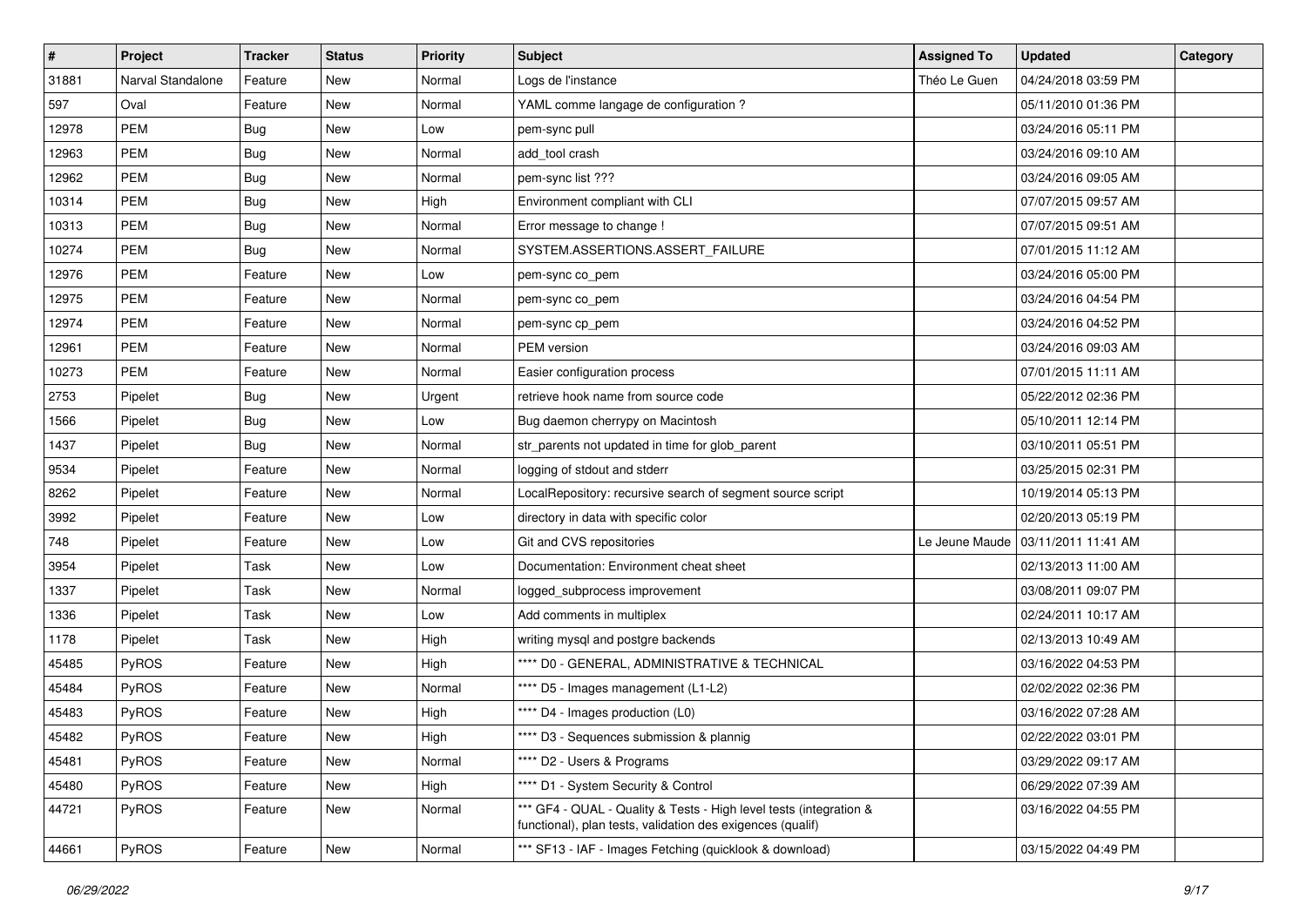| # | Project | Tracker | Status | Priority | Subject | Assigned To | Updated | Category |
|---|---|---|---|---|---|---|---|---|
| 31881 | Narval Standalone | Feature | New | Normal | Logs de l'instance | Théo Le Guen | 04/24/2018 03:59 PM | |
| 597 | Oval | Feature | New | Normal | YAML comme langage de configuration ? | | 05/11/2010 01:36 PM | |
| 12978 | PEM | Bug | New | Low | pem-sync pull | | 03/24/2016 05:11 PM | |
| 12963 | PEM | Bug | New | Normal | add_tool crash | | 03/24/2016 09:10 AM | |
| 12962 | PEM | Bug | New | Normal | pem-sync list ??? | | 03/24/2016 09:05 AM | |
| 10314 | PEM | Bug | New | High | Environment compliant with CLI | | 07/07/2015 09:57 AM | |
| 10313 | PEM | Bug | New | Normal | Error message to change ! | | 07/07/2015 09:51 AM | |
| 10274 | PEM | Bug | New | Normal | SYSTEM.ASSERTIONS.ASSERT_FAILURE | | 07/01/2015 11:12 AM | |
| 12976 | PEM | Feature | New | Low | pem-sync co_pem | | 03/24/2016 05:00 PM | |
| 12975 | PEM | Feature | New | Normal | pem-sync co_pem | | 03/24/2016 04:54 PM | |
| 12974 | PEM | Feature | New | Normal | pem-sync cp_pem | | 03/24/2016 04:52 PM | |
| 12961 | PEM | Feature | New | Normal | PEM version | | 03/24/2016 09:03 AM | |
| 10273 | PEM | Feature | New | Normal | Easier configuration process | | 07/01/2015 11:11 AM | |
| 2753 | Pipelet | Bug | New | Urgent | retrieve hook name from source code | | 05/22/2012 02:36 PM | |
| 1566 | Pipelet | Bug | New | Low | Bug daemon cherrypy on Macintosh | | 05/10/2011 12:14 PM | |
| 1437 | Pipelet | Bug | New | Normal | str_parents not updated in time for glob_parent | | 03/10/2011 05:51 PM | |
| 9534 | Pipelet | Feature | New | Normal | logging of stdout and stderr | | 03/25/2015 02:31 PM | |
| 8262 | Pipelet | Feature | New | Normal | LocalRepository: recursive search of segment source script | | 10/19/2014 05:13 PM | |
| 3992 | Pipelet | Feature | New | Low | directory in data with specific color | | 02/20/2013 05:19 PM | |
| 748 | Pipelet | Feature | New | Low | Git and CVS repositories | Le Jeune Maude | 03/11/2011 11:41 AM | |
| 3954 | Pipelet | Task | New | Low | Documentation: Environment cheat sheet | | 02/13/2013 11:00 AM | |
| 1337 | Pipelet | Task | New | Normal | logged_subprocess improvement | | 03/08/2011 09:07 PM | |
| 1336 | Pipelet | Task | New | Low | Add comments in multiplex | | 02/24/2011 10:17 AM | |
| 1178 | Pipelet | Task | New | High | writing mysql and postgre backends | | 02/13/2013 10:49 AM | |
| 45485 | PyROS | Feature | New | High | **** D0 - GENERAL, ADMINISTRATIVE & TECHNICAL | | 03/16/2022 04:53 PM | |
| 45484 | PyROS | Feature | New | Normal | **** D5 - Images management (L1-L2) | | 02/02/2022 02:36 PM | |
| 45483 | PyROS | Feature | New | High | **** D4 - Images production (L0) | | 03/16/2022 07:28 AM | |
| 45482 | PyROS | Feature | New | High | **** D3 - Sequences submission & plannig | | 02/22/2022 03:01 PM | |
| 45481 | PyROS | Feature | New | Normal | **** D2 - Users & Programs | | 03/29/2022 09:17 AM | |
| 45480 | PyROS | Feature | New | High | **** D1 - System Security & Control | | 06/29/2022 07:39 AM | |
| 44721 | PyROS | Feature | New | Normal | *** GF4 - QUAL - Quality & Tests - High level tests (integration & functional), plan tests, validation des exigences (qualif) | | 03/16/2022 04:55 PM | |
| 44661 | PyROS | Feature | New | Normal | *** SF13 - IAF - Images Fetching (quicklook & download) | | 03/15/2022 04:49 PM | |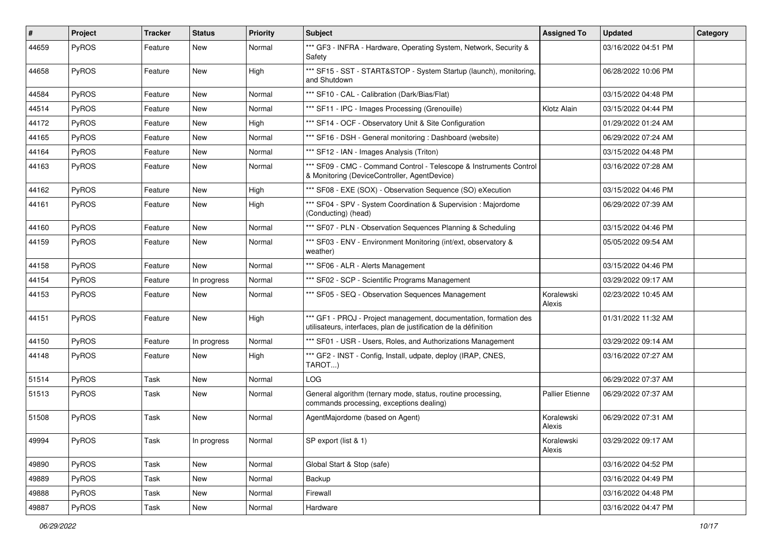| # | Project | Tracker | Status | Priority | Subject | Assigned To | Updated | Category |
|---|---|---|---|---|---|---|---|---|
| 44659 | PyROS | Feature | New | Normal | *** GF3 - INFRA - Hardware, Operating System, Network, Security & Safety | | 03/16/2022 04:51 PM | |
| 44658 | PyROS | Feature | New | High | *** SF15 - SST - START&STOP - System Startup (launch), monitoring, and Shutdown | | 06/28/2022 10:06 PM | |
| 44584 | PyROS | Feature | New | Normal | *** SF10 - CAL - Calibration (Dark/Bias/Flat) | | 03/15/2022 04:48 PM | |
| 44514 | PyROS | Feature | New | Normal | *** SF11 - IPC - Images Processing (Grenouille) | Klotz Alain | 03/15/2022 04:44 PM | |
| 44172 | PyROS | Feature | New | High | *** SF14 - OCF - Observatory Unit & Site Configuration | | 01/29/2022 01:24 AM | |
| 44165 | PyROS | Feature | New | Normal | *** SF16 - DSH - General monitoring : Dashboard (website) | | 06/29/2022 07:24 AM | |
| 44164 | PyROS | Feature | New | Normal | *** SF12 - IAN - Images Analysis (Triton) | | 03/15/2022 04:48 PM | |
| 44163 | PyROS | Feature | New | Normal | *** SF09 - CMC - Command Control - Telescope & Instruments Control & Monitoring (DeviceController, AgentDevice) | | 03/16/2022 07:28 AM | |
| 44162 | PyROS | Feature | New | High | *** SF08 - EXE (SOX) - Observation Sequence (SO) eXecution | | 03/15/2022 04:46 PM | |
| 44161 | PyROS | Feature | New | High | *** SF04 - SPV - System Coordination & Supervision : Majordome (Conducting) (head) | | 06/29/2022 07:39 AM | |
| 44160 | PyROS | Feature | New | Normal | *** SF07 - PLN - Observation Sequences Planning & Scheduling | | 03/15/2022 04:46 PM | |
| 44159 | PyROS | Feature | New | Normal | *** SF03 - ENV - Environment Monitoring (int/ext, observatory & weather) | | 05/05/2022 09:54 AM | |
| 44158 | PyROS | Feature | New | Normal | *** SF06 - ALR - Alerts Management | | 03/15/2022 04:46 PM | |
| 44154 | PyROS | Feature | In progress | Normal | *** SF02 - SCP - Scientific Programs Management | | 03/29/2022 09:17 AM | |
| 44153 | PyROS | Feature | New | Normal | *** SF05 - SEQ - Observation Sequences Management | Koralewski Alexis | 02/23/2022 10:45 AM | |
| 44151 | PyROS | Feature | New | High | *** GF1 - PROJ - Project management, documentation, formation des utilisateurs, interfaces, plan de justification de la définition | | 01/31/2022 11:32 AM | |
| 44150 | PyROS | Feature | In progress | Normal | *** SF01 - USR - Users, Roles, and Authorizations Management | | 03/29/2022 09:14 AM | |
| 44148 | PyROS | Feature | New | High | *** GF2 - INST - Config, Install, udpate, deploy (IRAP, CNES, TAROT...) | | 03/16/2022 07:27 AM | |
| 51514 | PyROS | Task | New | Normal | LOG | | 06/29/2022 07:37 AM | |
| 51513 | PyROS | Task | New | Normal | General algorithm (ternary mode, status, routine processing, commands processing, exceptions dealing) | Pallier Etienne | 06/29/2022 07:37 AM | |
| 51508 | PyROS | Task | New | Normal | AgentMajordome (based on Agent) | Koralewski Alexis | 06/29/2022 07:31 AM | |
| 49994 | PyROS | Task | In progress | Normal | SP export (list & 1) | Koralewski Alexis | 03/29/2022 09:17 AM | |
| 49890 | PyROS | Task | New | Normal | Global Start & Stop (safe) | | 03/16/2022 04:52 PM | |
| 49889 | PyROS | Task | New | Normal | Backup | | 03/16/2022 04:49 PM | |
| 49888 | PyROS | Task | New | Normal | Firewall | | 03/16/2022 04:48 PM | |
| 49887 | PyROS | Task | New | Normal | Hardware | | 03/16/2022 04:47 PM | |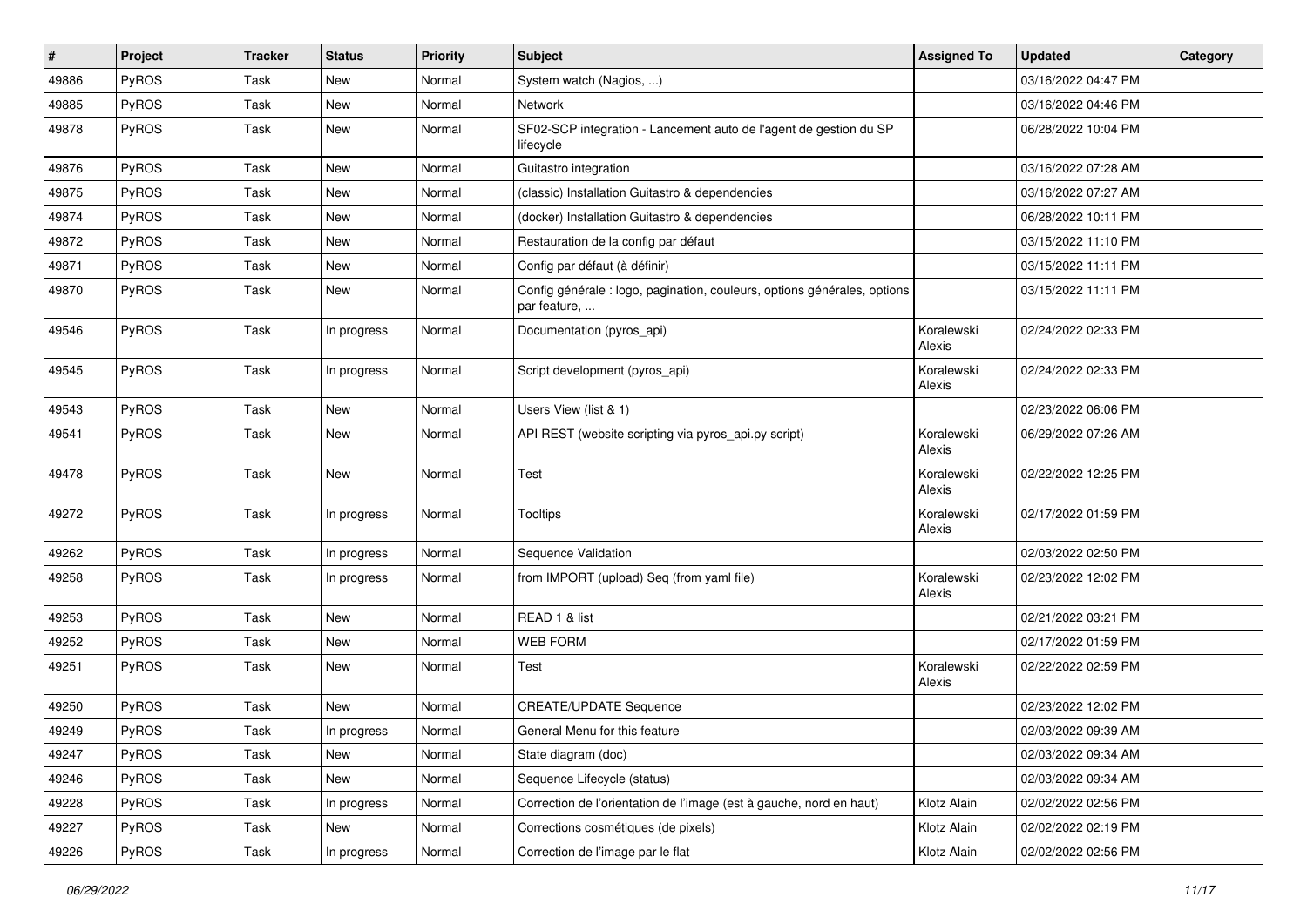| # | Project | Tracker | Status | Priority | Subject | Assigned To | Updated | Category |
|---|---|---|---|---|---|---|---|---|
| 49886 | PyROS | Task | New | Normal | System watch (Nagios, ...) | | 03/16/2022 04:47 PM | |
| 49885 | PyROS | Task | New | Normal | Network | | 03/16/2022 04:46 PM | |
| 49878 | PyROS | Task | New | Normal | SF02-SCP integration - Lancement auto de l'agent de gestion du SP lifecycle | | 06/28/2022 10:04 PM | |
| 49876 | PyROS | Task | New | Normal | Guitastro integration | | 03/16/2022 07:28 AM | |
| 49875 | PyROS | Task | New | Normal | (classic) Installation Guitastro & dependencies | | 03/16/2022 07:27 AM | |
| 49874 | PyROS | Task | New | Normal | (docker) Installation Guitastro & dependencies | | 06/28/2022 10:11 PM | |
| 49872 | PyROS | Task | New | Normal | Restauration de la config par défaut | | 03/15/2022 11:10 PM | |
| 49871 | PyROS | Task | New | Normal | Config par défaut (à définir) | | 03/15/2022 11:11 PM | |
| 49870 | PyROS | Task | New | Normal | Config générale : logo, pagination, couleurs, options générales, options par feature, ... | | 03/15/2022 11:11 PM | |
| 49546 | PyROS | Task | In progress | Normal | Documentation (pyros_api) | Koralewski Alexis | 02/24/2022 02:33 PM | |
| 49545 | PyROS | Task | In progress | Normal | Script development (pyros_api) | Koralewski Alexis | 02/24/2022 02:33 PM | |
| 49543 | PyROS | Task | New | Normal | Users View (list & 1) | | 02/23/2022 06:06 PM | |
| 49541 | PyROS | Task | New | Normal | API REST (website scripting via pyros_api.py script) | Koralewski Alexis | 06/29/2022 07:26 AM | |
| 49478 | PyROS | Task | New | Normal | Test | Koralewski Alexis | 02/22/2022 12:25 PM | |
| 49272 | PyROS | Task | In progress | Normal | Tooltips | Koralewski Alexis | 02/17/2022 01:59 PM | |
| 49262 | PyROS | Task | In progress | Normal | Sequence Validation | | 02/03/2022 02:50 PM | |
| 49258 | PyROS | Task | In progress | Normal | from IMPORT (upload) Seq (from yaml file) | Koralewski Alexis | 02/23/2022 12:02 PM | |
| 49253 | PyROS | Task | New | Normal | READ 1 & list | | 02/21/2022 03:21 PM | |
| 49252 | PyROS | Task | New | Normal | WEB FORM | | 02/17/2022 01:59 PM | |
| 49251 | PyROS | Task | New | Normal | Test | Koralewski Alexis | 02/22/2022 02:59 PM | |
| 49250 | PyROS | Task | New | Normal | CREATE/UPDATE Sequence | | 02/23/2022 12:02 PM | |
| 49249 | PyROS | Task | In progress | Normal | General Menu for this feature | | 02/03/2022 09:39 AM | |
| 49247 | PyROS | Task | New | Normal | State diagram (doc) | | 02/03/2022 09:34 AM | |
| 49246 | PyROS | Task | New | Normal | Sequence Lifecycle (status) | | 02/03/2022 09:34 AM | |
| 49228 | PyROS | Task | In progress | Normal | Correction de l'orientation de l'image (est à gauche, nord en haut) | Klotz Alain | 02/02/2022 02:56 PM | |
| 49227 | PyROS | Task | New | Normal | Corrections cosmétiques (de pixels) | Klotz Alain | 02/02/2022 02:19 PM | |
| 49226 | PyROS | Task | In progress | Normal | Correction de l'image par le flat | Klotz Alain | 02/02/2022 02:56 PM | |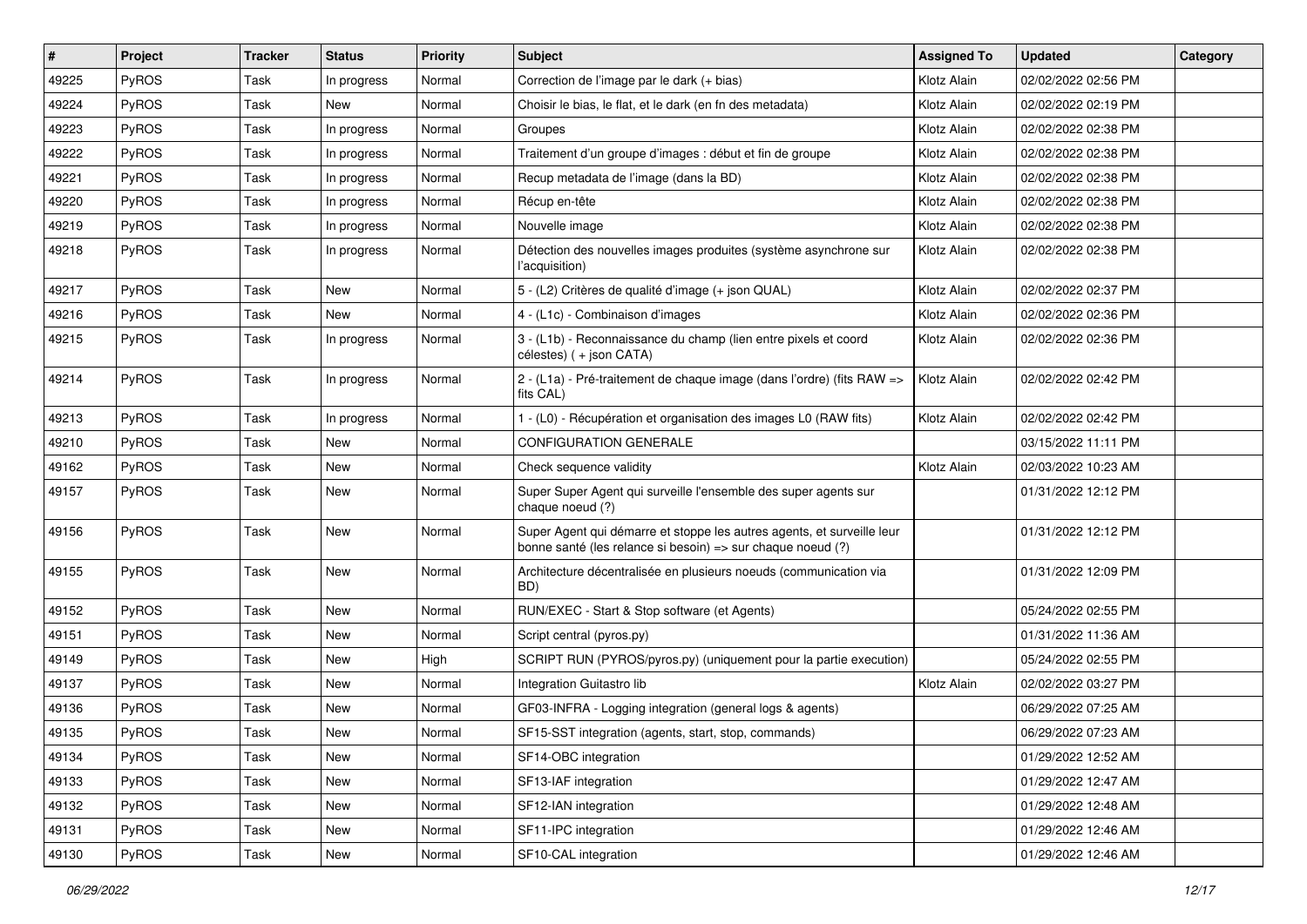| # | Project | Tracker | Status | Priority | Subject | Assigned To | Updated | Category |
|---|---|---|---|---|---|---|---|---|
| 49225 | PyROS | Task | In progress | Normal | Correction de l'image par le dark (+ bias) | Klotz Alain | 02/02/2022 02:56 PM | |
| 49224 | PyROS | Task | New | Normal | Choisir le bias, le flat, et le dark (en fn des metadata) | Klotz Alain | 02/02/2022 02:19 PM | |
| 49223 | PyROS | Task | In progress | Normal | Groupes | Klotz Alain | 02/02/2022 02:38 PM | |
| 49222 | PyROS | Task | In progress | Normal | Traitement d'un groupe d'images : début et fin de groupe | Klotz Alain | 02/02/2022 02:38 PM | |
| 49221 | PyROS | Task | In progress | Normal | Recup metadata de l'image (dans la BD) | Klotz Alain | 02/02/2022 02:38 PM | |
| 49220 | PyROS | Task | In progress | Normal | Récup en-tête | Klotz Alain | 02/02/2022 02:38 PM | |
| 49219 | PyROS | Task | In progress | Normal | Nouvelle image | Klotz Alain | 02/02/2022 02:38 PM | |
| 49218 | PyROS | Task | In progress | Normal | Détection des nouvelles images produites (système asynchrone sur l'acquisition) | Klotz Alain | 02/02/2022 02:38 PM | |
| 49217 | PyROS | Task | New | Normal | 5 - (L2) Critères de qualité d'image (+ json QUAL) | Klotz Alain | 02/02/2022 02:37 PM | |
| 49216 | PyROS | Task | New | Normal | 4 - (L1c) - Combinaison d'images | Klotz Alain | 02/02/2022 02:36 PM | |
| 49215 | PyROS | Task | In progress | Normal | 3 - (L1b) - Reconnaissance du champ (lien entre pixels et coord célestes) ( + json CATA) | Klotz Alain | 02/02/2022 02:36 PM | |
| 49214 | PyROS | Task | In progress | Normal | 2 - (L1a) - Pré-traitement de chaque image (dans l'ordre) (fits RAW => fits CAL) | Klotz Alain | 02/02/2022 02:42 PM | |
| 49213 | PyROS | Task | In progress | Normal | 1 - (L0) - Récupération et organisation des images L0 (RAW fits) | Klotz Alain | 02/02/2022 02:42 PM | |
| 49210 | PyROS | Task | New | Normal | CONFIGURATION GENERALE | | 03/15/2022 11:11 PM | |
| 49162 | PyROS | Task | New | Normal | Check sequence validity | Klotz Alain | 02/03/2022 10:23 AM | |
| 49157 | PyROS | Task | New | Normal | Super Super Agent qui surveille l'ensemble des super agents sur chaque noeud (?) | | 01/31/2022 12:12 PM | |
| 49156 | PyROS | Task | New | Normal | Super Agent qui démarre et stoppe les autres agents, et surveille leur bonne santé (les relance si besoin) => sur chaque noeud (?) | | 01/31/2022 12:12 PM | |
| 49155 | PyROS | Task | New | Normal | Architecture décentralisée en plusieurs noeuds (communication via BD) | | 01/31/2022 12:09 PM | |
| 49152 | PyROS | Task | New | Normal | RUN/EXEC - Start & Stop software (et Agents) | | 05/24/2022 02:55 PM | |
| 49151 | PyROS | Task | New | Normal | Script central (pyros.py) | | 01/31/2022 11:36 AM | |
| 49149 | PyROS | Task | New | High | SCRIPT RUN (PYROS/pyros.py) (uniquement pour la partie execution) | | 05/24/2022 02:55 PM | |
| 49137 | PyROS | Task | New | Normal | Integration Guitastro lib | Klotz Alain | 02/02/2022 03:27 PM | |
| 49136 | PyROS | Task | New | Normal | GF03-INFRA - Logging integration (general logs & agents) | | 06/29/2022 07:25 AM | |
| 49135 | PyROS | Task | New | Normal | SF15-SST integration (agents, start, stop, commands) | | 06/29/2022 07:23 AM | |
| 49134 | PyROS | Task | New | Normal | SF14-OBC integration | | 01/29/2022 12:52 AM | |
| 49133 | PyROS | Task | New | Normal | SF13-IAF integration | | 01/29/2022 12:47 AM | |
| 49132 | PyROS | Task | New | Normal | SF12-IAN integration | | 01/29/2022 12:48 AM | |
| 49131 | PyROS | Task | New | Normal | SF11-IPC integration | | 01/29/2022 12:46 AM | |
| 49130 | PyROS | Task | New | Normal | SF10-CAL integration | | 01/29/2022 12:46 AM | |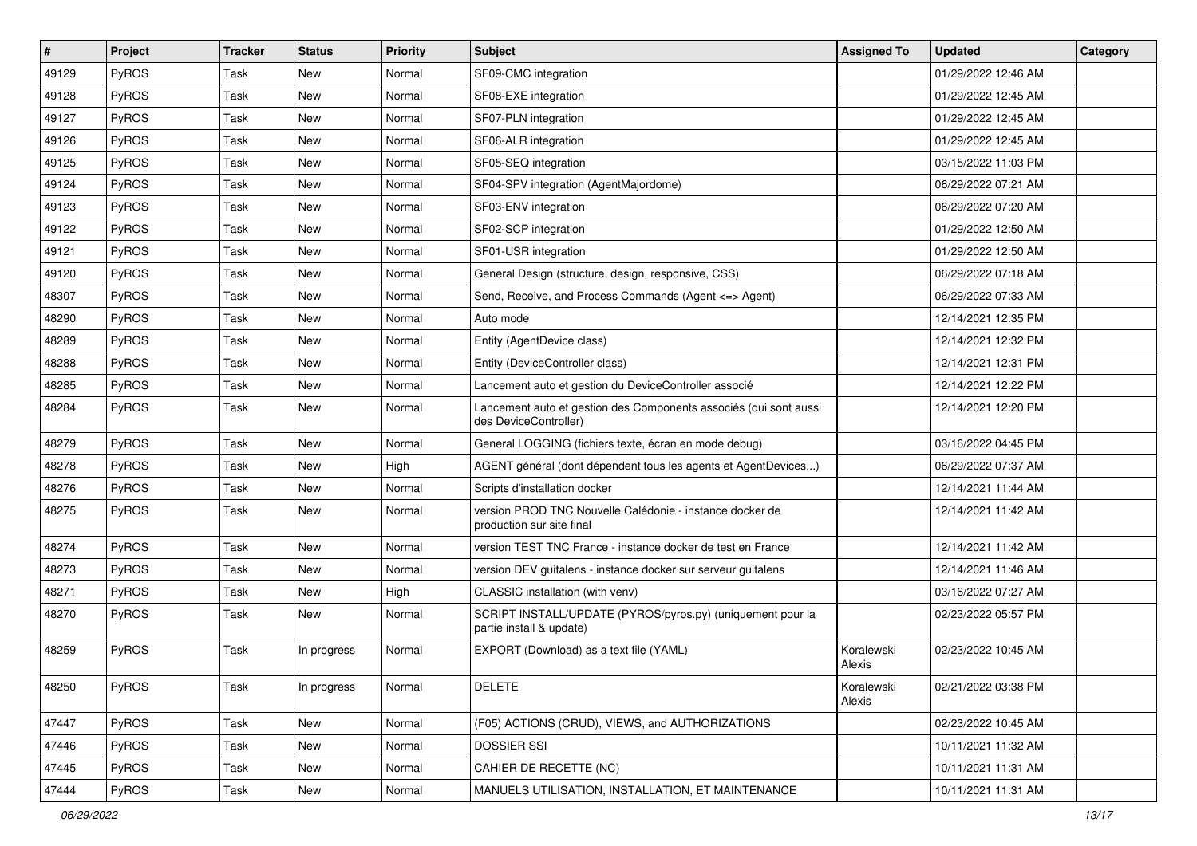| # | Project | Tracker | Status | Priority | Subject | Assigned To | Updated | Category |
|---|---|---|---|---|---|---|---|---|
| 49129 | PyROS | Task | New | Normal | SF09-CMC integration | | 01/29/2022 12:46 AM | |
| 49128 | PyROS | Task | New | Normal | SF08-EXE integration | | 01/29/2022 12:45 AM | |
| 49127 | PyROS | Task | New | Normal | SF07-PLN integration | | 01/29/2022 12:45 AM | |
| 49126 | PyROS | Task | New | Normal | SF06-ALR integration | | 01/29/2022 12:45 AM | |
| 49125 | PyROS | Task | New | Normal | SF05-SEQ integration | | 03/15/2022 11:03 PM | |
| 49124 | PyROS | Task | New | Normal | SF04-SPV integration (AgentMajordome) | | 06/29/2022 07:21 AM | |
| 49123 | PyROS | Task | New | Normal | SF03-ENV integration | | 06/29/2022 07:20 AM | |
| 49122 | PyROS | Task | New | Normal | SF02-SCP integration | | 01/29/2022 12:50 AM | |
| 49121 | PyROS | Task | New | Normal | SF01-USR integration | | 01/29/2022 12:50 AM | |
| 49120 | PyROS | Task | New | Normal | General Design (structure, design, responsive, CSS) | | 06/29/2022 07:18 AM | |
| 48307 | PyROS | Task | New | Normal | Send, Receive, and Process Commands (Agent <=> Agent) | | 06/29/2022 07:33 AM | |
| 48290 | PyROS | Task | New | Normal | Auto mode | | 12/14/2021 12:35 PM | |
| 48289 | PyROS | Task | New | Normal | Entity (AgentDevice class) | | 12/14/2021 12:32 PM | |
| 48288 | PyROS | Task | New | Normal | Entity (DeviceController class) | | 12/14/2021 12:31 PM | |
| 48285 | PyROS | Task | New | Normal | Lancement auto et gestion du DeviceController associé | | 12/14/2021 12:22 PM | |
| 48284 | PyROS | Task | New | Normal | Lancement auto et gestion des Components associés (qui sont aussi des DeviceController) | | 12/14/2021 12:20 PM | |
| 48279 | PyROS | Task | New | Normal | General LOGGING (fichiers texte, écran en mode debug) | | 03/16/2022 04:45 PM | |
| 48278 | PyROS | Task | New | High | AGENT général (dont dépendent tous les agents et AgentDevices...) | | 06/29/2022 07:37 AM | |
| 48276 | PyROS | Task | New | Normal | Scripts d'installation docker | | 12/14/2021 11:44 AM | |
| 48275 | PyROS | Task | New | Normal | version PROD TNC Nouvelle Calédonie - instance docker de production sur site final | | 12/14/2021 11:42 AM | |
| 48274 | PyROS | Task | New | Normal | version TEST TNC France - instance docker de test en France | | 12/14/2021 11:42 AM | |
| 48273 | PyROS | Task | New | Normal | version DEV guitalens - instance docker sur serveur guitalens | | 12/14/2021 11:46 AM | |
| 48271 | PyROS | Task | New | High | CLASSIC installation (with venv) | | 03/16/2022 07:27 AM | |
| 48270 | PyROS | Task | New | Normal | SCRIPT INSTALL/UPDATE (PYROS/pyros.py) (uniquement pour la partie install & update) | | 02/23/2022 05:57 PM | |
| 48259 | PyROS | Task | In progress | Normal | EXPORT (Download) as a text file (YAML) | Koralewski Alexis | 02/23/2022 10:45 AM | |
| 48250 | PyROS | Task | In progress | Normal | DELETE | Koralewski Alexis | 02/21/2022 03:38 PM | |
| 47447 | PyROS | Task | New | Normal | (F05) ACTIONS (CRUD), VIEWS, and AUTHORIZATIONS | | 02/23/2022 10:45 AM | |
| 47446 | PyROS | Task | New | Normal | DOSSIER SSI | | 10/11/2021 11:32 AM | |
| 47445 | PyROS | Task | New | Normal | CAHIER DE RECETTE (NC) | | 10/11/2021 11:31 AM | |
| 47444 | PyROS | Task | New | Normal | MANUELS UTILISATION, INSTALLATION, ET MAINTENANCE | | 10/11/2021 11:31 AM | |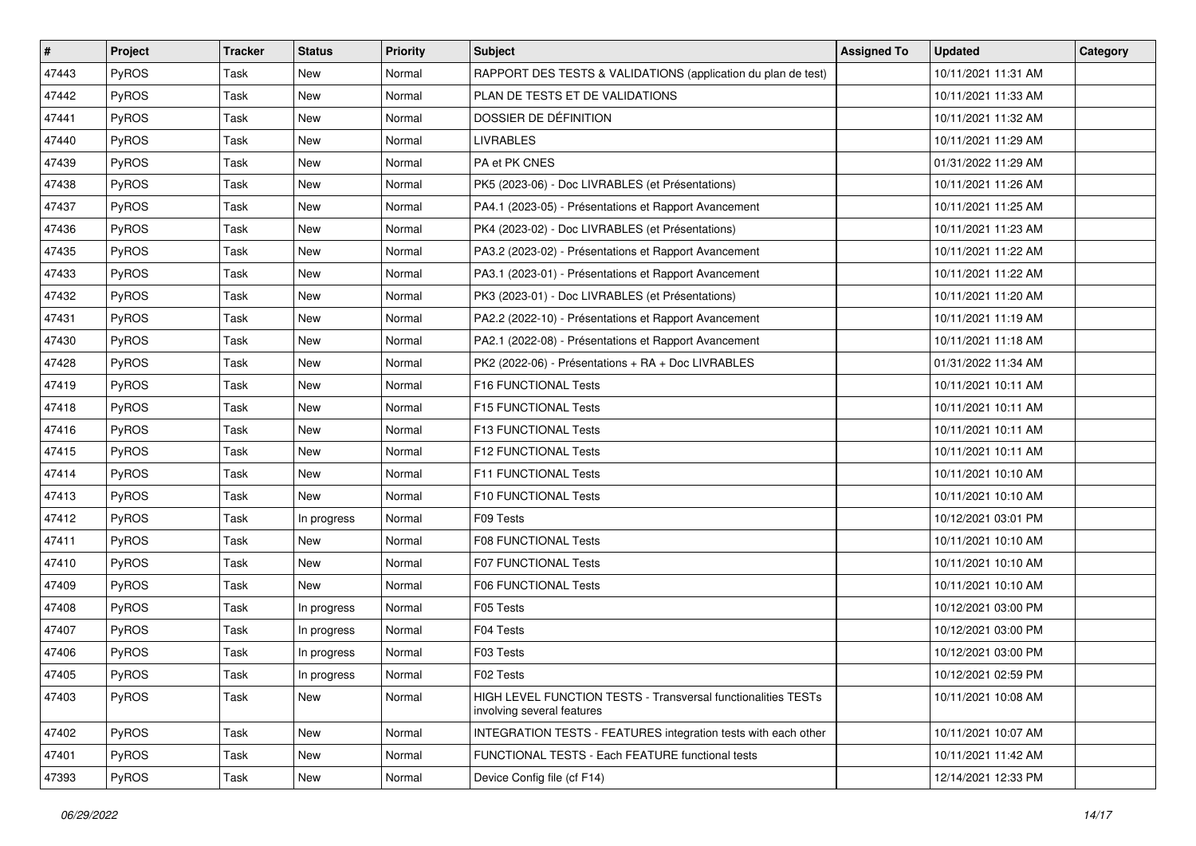| # | Project | Tracker | Status | Priority | Subject | Assigned To | Updated | Category |
| --- | --- | --- | --- | --- | --- | --- | --- | --- |
| 47443 | PyROS | Task | New | Normal | RAPPORT DES TESTS & VALIDATIONS (application du plan de test) | | 10/11/2021 11:31 AM | |
| 47442 | PyROS | Task | New | Normal | PLAN DE TESTS ET DE VALIDATIONS | | 10/11/2021 11:33 AM | |
| 47441 | PyROS | Task | New | Normal | DOSSIER DE DÉFINITION | | 10/11/2021 11:32 AM | |
| 47440 | PyROS | Task | New | Normal | LIVRABLES | | 10/11/2021 11:29 AM | |
| 47439 | PyROS | Task | New | Normal | PA et PK CNES | | 01/31/2022 11:29 AM | |
| 47438 | PyROS | Task | New | Normal | PK5 (2023-06) - Doc LIVRABLES (et Présentations) | | 10/11/2021 11:26 AM | |
| 47437 | PyROS | Task | New | Normal | PA4.1 (2023-05) - Présentations et Rapport Avancement | | 10/11/2021 11:25 AM | |
| 47436 | PyROS | Task | New | Normal | PK4 (2023-02) - Doc LIVRABLES (et Présentations) | | 10/11/2021 11:23 AM | |
| 47435 | PyROS | Task | New | Normal | PA3.2 (2023-02) - Présentations et Rapport Avancement | | 10/11/2021 11:22 AM | |
| 47433 | PyROS | Task | New | Normal | PA3.1 (2023-01) - Présentations et Rapport Avancement | | 10/11/2021 11:22 AM | |
| 47432 | PyROS | Task | New | Normal | PK3 (2023-01) - Doc LIVRABLES (et Présentations) | | 10/11/2021 11:20 AM | |
| 47431 | PyROS | Task | New | Normal | PA2.2 (2022-10) - Présentations et Rapport Avancement | | 10/11/2021 11:19 AM | |
| 47430 | PyROS | Task | New | Normal | PA2.1 (2022-08) - Présentations et Rapport Avancement | | 10/11/2021 11:18 AM | |
| 47428 | PyROS | Task | New | Normal | PK2 (2022-06) - Présentations + RA + Doc LIVRABLES | | 01/31/2022 11:34 AM | |
| 47419 | PyROS | Task | New | Normal | F16 FUNCTIONAL Tests | | 10/11/2021 10:11 AM | |
| 47418 | PyROS | Task | New | Normal | F15 FUNCTIONAL Tests | | 10/11/2021 10:11 AM | |
| 47416 | PyROS | Task | New | Normal | F13 FUNCTIONAL Tests | | 10/11/2021 10:11 AM | |
| 47415 | PyROS | Task | New | Normal | F12 FUNCTIONAL Tests | | 10/11/2021 10:11 AM | |
| 47414 | PyROS | Task | New | Normal | F11 FUNCTIONAL Tests | | 10/11/2021 10:10 AM | |
| 47413 | PyROS | Task | New | Normal | F10 FUNCTIONAL Tests | | 10/11/2021 10:10 AM | |
| 47412 | PyROS | Task | In progress | Normal | F09 Tests | | 10/12/2021 03:01 PM | |
| 47411 | PyROS | Task | New | Normal | F08 FUNCTIONAL Tests | | 10/11/2021 10:10 AM | |
| 47410 | PyROS | Task | New | Normal | F07 FUNCTIONAL Tests | | 10/11/2021 10:10 AM | |
| 47409 | PyROS | Task | New | Normal | F06 FUNCTIONAL Tests | | 10/11/2021 10:10 AM | |
| 47408 | PyROS | Task | In progress | Normal | F05 Tests | | 10/12/2021 03:00 PM | |
| 47407 | PyROS | Task | In progress | Normal | F04 Tests | | 10/12/2021 03:00 PM | |
| 47406 | PyROS | Task | In progress | Normal | F03 Tests | | 10/12/2021 03:00 PM | |
| 47405 | PyROS | Task | In progress | Normal | F02 Tests | | 10/12/2021 02:59 PM | |
| 47403 | PyROS | Task | New | Normal | HIGH LEVEL FUNCTION TESTS - Transversal functionalities TESTs involving several features | | 10/11/2021 10:08 AM | |
| 47402 | PyROS | Task | New | Normal | INTEGRATION TESTS - FEATURES integration tests with each other | | 10/11/2021 10:07 AM | |
| 47401 | PyROS | Task | New | Normal | FUNCTIONAL TESTS - Each FEATURE functional tests | | 10/11/2021 11:42 AM | |
| 47393 | PyROS | Task | New | Normal | Device Config file (cf F14) | | 12/14/2021 12:33 PM | |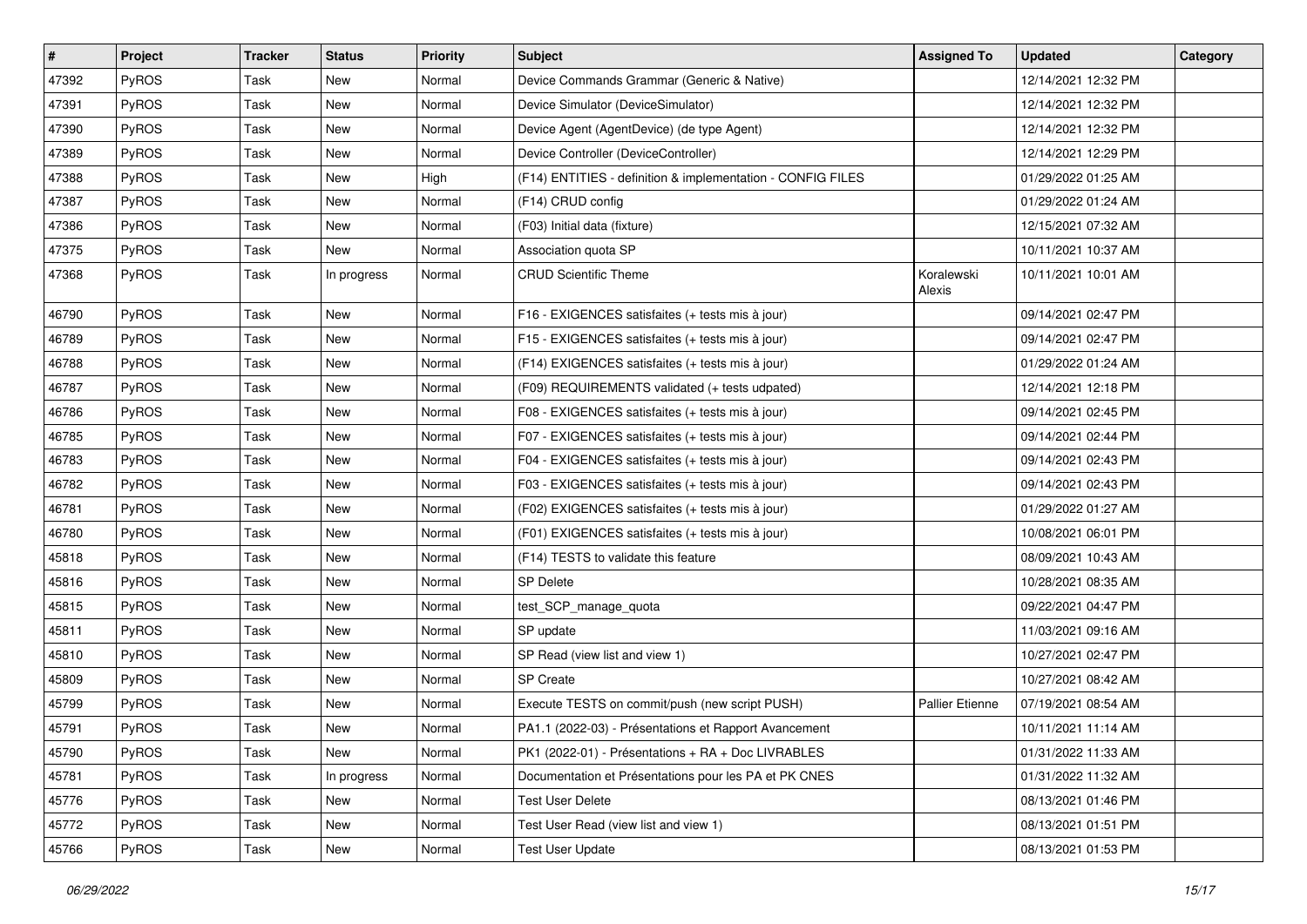| # | Project | Tracker | Status | Priority | Subject | Assigned To | Updated | Category |
|---|---|---|---|---|---|---|---|---|
| 47392 | PyROS | Task | New | Normal | Device Commands Grammar (Generic & Native) | | 12/14/2021 12:32 PM | |
| 47391 | PyROS | Task | New | Normal | Device Simulator (DeviceSimulator) | | 12/14/2021 12:32 PM | |
| 47390 | PyROS | Task | New | Normal | Device Agent (AgentDevice) (de type Agent) | | 12/14/2021 12:32 PM | |
| 47389 | PyROS | Task | New | Normal | Device Controller (DeviceController) | | 12/14/2021 12:29 PM | |
| 47388 | PyROS | Task | New | High | (F14) ENTITIES - definition & implementation - CONFIG FILES | | 01/29/2022 01:25 AM | |
| 47387 | PyROS | Task | New | Normal | (F14) CRUD config | | 01/29/2022 01:24 AM | |
| 47386 | PyROS | Task | New | Normal | (F03) Initial data (fixture) | | 12/15/2021 07:32 AM | |
| 47375 | PyROS | Task | New | Normal | Association quota SP | | 10/11/2021 10:37 AM | |
| 47368 | PyROS | Task | In progress | Normal | CRUD Scientific Theme | Koralewski Alexis | 10/11/2021 10:01 AM | |
| 46790 | PyROS | Task | New | Normal | F16 - EXIGENCES satisfaites (+ tests mis à jour) | | 09/14/2021 02:47 PM | |
| 46789 | PyROS | Task | New | Normal | F15 - EXIGENCES satisfaites (+ tests mis à jour) | | 09/14/2021 02:47 PM | |
| 46788 | PyROS | Task | New | Normal | (F14) EXIGENCES satisfaites (+ tests mis à jour) | | 01/29/2022 01:24 AM | |
| 46787 | PyROS | Task | New | Normal | (F09) REQUIREMENTS validated (+ tests udpated) | | 12/14/2021 12:18 PM | |
| 46786 | PyROS | Task | New | Normal | F08 - EXIGENCES satisfaites (+ tests mis à jour) | | 09/14/2021 02:45 PM | |
| 46785 | PyROS | Task | New | Normal | F07 - EXIGENCES satisfaites (+ tests mis à jour) | | 09/14/2021 02:44 PM | |
| 46783 | PyROS | Task | New | Normal | F04 - EXIGENCES satisfaites (+ tests mis à jour) | | 09/14/2021 02:43 PM | |
| 46782 | PyROS | Task | New | Normal | F03 - EXIGENCES satisfaites (+ tests mis à jour) | | 09/14/2021 02:43 PM | |
| 46781 | PyROS | Task | New | Normal | (F02) EXIGENCES satisfaites (+ tests mis à jour) | | 01/29/2022 01:27 AM | |
| 46780 | PyROS | Task | New | Normal | (F01) EXIGENCES satisfaites (+ tests mis à jour) | | 10/08/2021 06:01 PM | |
| 45818 | PyROS | Task | New | Normal | (F14) TESTS to validate this feature | | 08/09/2021 10:43 AM | |
| 45816 | PyROS | Task | New | Normal | SP Delete | | 10/28/2021 08:35 AM | |
| 45815 | PyROS | Task | New | Normal | test_SCP_manage_quota | | 09/22/2021 04:47 PM | |
| 45811 | PyROS | Task | New | Normal | SP update | | 11/03/2021 09:16 AM | |
| 45810 | PyROS | Task | New | Normal | SP Read (view list and view 1) | | 10/27/2021 02:47 PM | |
| 45809 | PyROS | Task | New | Normal | SP Create | | 10/27/2021 08:42 AM | |
| 45799 | PyROS | Task | New | Normal | Execute TESTS on commit/push (new script PUSH) | Pallier Etienne | 07/19/2021 08:54 AM | |
| 45791 | PyROS | Task | New | Normal | PA1.1 (2022-03) - Présentations et Rapport Avancement | | 10/11/2021 11:14 AM | |
| 45790 | PyROS | Task | New | Normal | PK1 (2022-01) - Présentations + RA + Doc LIVRABLES | | 01/31/2022 11:33 AM | |
| 45781 | PyROS | Task | In progress | Normal | Documentation et Présentations pour les PA et PK CNES | | 01/31/2022 11:32 AM | |
| 45776 | PyROS | Task | New | Normal | Test User Delete | | 08/13/2021 01:46 PM | |
| 45772 | PyROS | Task | New | Normal | Test User Read (view list and view 1) | | 08/13/2021 01:51 PM | |
| 45766 | PyROS | Task | New | Normal | Test User Update | | 08/13/2021 01:53 PM | |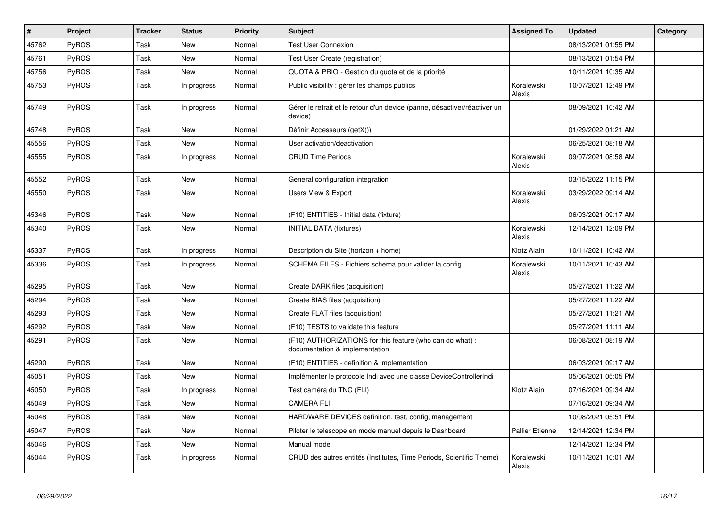| # | Project | Tracker | Status | Priority | Subject | Assigned To | Updated | Category |
|---|---|---|---|---|---|---|---|---|
| 45762 | PyROS | Task | New | Normal | Test User Connexion | | 08/13/2021 01:55 PM | |
| 45761 | PyROS | Task | New | Normal | Test User Create (registration) | | 08/13/2021 01:54 PM | |
| 45756 | PyROS | Task | New | Normal | QUOTA & PRIO - Gestion du quota et de la priorité | | 10/11/2021 10:35 AM | |
| 45753 | PyROS | Task | In progress | Normal | Public visibility : gérer les champs publics | Koralewski Alexis | 10/07/2021 12:49 PM | |
| 45749 | PyROS | Task | In progress | Normal | Gérer le retrait et le retour d'un device (panne, désactiver/réactiver un device) | | 08/09/2021 10:42 AM | |
| 45748 | PyROS | Task | New | Normal | Définir Accesseurs (getX()) | | 01/29/2022 01:21 AM | |
| 45556 | PyROS | Task | New | Normal | User activation/deactivation | | 06/25/2021 08:18 AM | |
| 45555 | PyROS | Task | In progress | Normal | CRUD Time Periods | Koralewski Alexis | 09/07/2021 08:58 AM | |
| 45552 | PyROS | Task | New | Normal | General configuration integration | | 03/15/2022 11:15 PM | |
| 45550 | PyROS | Task | New | Normal | Users View & Export | Koralewski Alexis | 03/29/2022 09:14 AM | |
| 45346 | PyROS | Task | New | Normal | (F10) ENTITIES - Initial data (fixture) | | 06/03/2021 09:17 AM | |
| 45340 | PyROS | Task | New | Normal | INITIAL DATA (fixtures) | Koralewski Alexis | 12/14/2021 12:09 PM | |
| 45337 | PyROS | Task | In progress | Normal | Description du Site (horizon + home) | Klotz Alain | 10/11/2021 10:42 AM | |
| 45336 | PyROS | Task | In progress | Normal | SCHEMA FILES - Fichiers schema pour valider la config | Koralewski Alexis | 10/11/2021 10:43 AM | |
| 45295 | PyROS | Task | New | Normal | Create DARK files (acquisition) | | 05/27/2021 11:22 AM | |
| 45294 | PyROS | Task | New | Normal | Create BIAS files (acquisition) | | 05/27/2021 11:22 AM | |
| 45293 | PyROS | Task | New | Normal | Create FLAT files (acquisition) | | 05/27/2021 11:21 AM | |
| 45292 | PyROS | Task | New | Normal | (F10) TESTS to validate this feature | | 05/27/2021 11:11 AM | |
| 45291 | PyROS | Task | New | Normal | (F10) AUTHORIZATIONS for this feature (who can do what) : documentation & implementation | | 06/08/2021 08:19 AM | |
| 45290 | PyROS | Task | New | Normal | (F10) ENTITIES - definition & implementation | | 06/03/2021 09:17 AM | |
| 45051 | PyROS | Task | New | Normal | Implémenter le protocole Indi avec une classe DeviceControllerIndi | | 05/06/2021 05:05 PM | |
| 45050 | PyROS | Task | In progress | Normal | Test caméra du TNC (FLI) | Klotz Alain | 07/16/2021 09:34 AM | |
| 45049 | PyROS | Task | New | Normal | CAMERA FLI | | 07/16/2021 09:34 AM | |
| 45048 | PyROS | Task | New | Normal | HARDWARE DEVICES definition, test, config, management | | 10/08/2021 05:51 PM | |
| 45047 | PyROS | Task | New | Normal | Piloter le telescope en mode manuel depuis le Dashboard | Pallier Etienne | 12/14/2021 12:34 PM | |
| 45046 | PyROS | Task | New | Normal | Manual mode | | 12/14/2021 12:34 PM | |
| 45044 | PyROS | Task | In progress | Normal | CRUD des autres entités (Institutes, Time Periods, Scientific Theme) | Koralewski Alexis | 10/11/2021 10:01 AM | |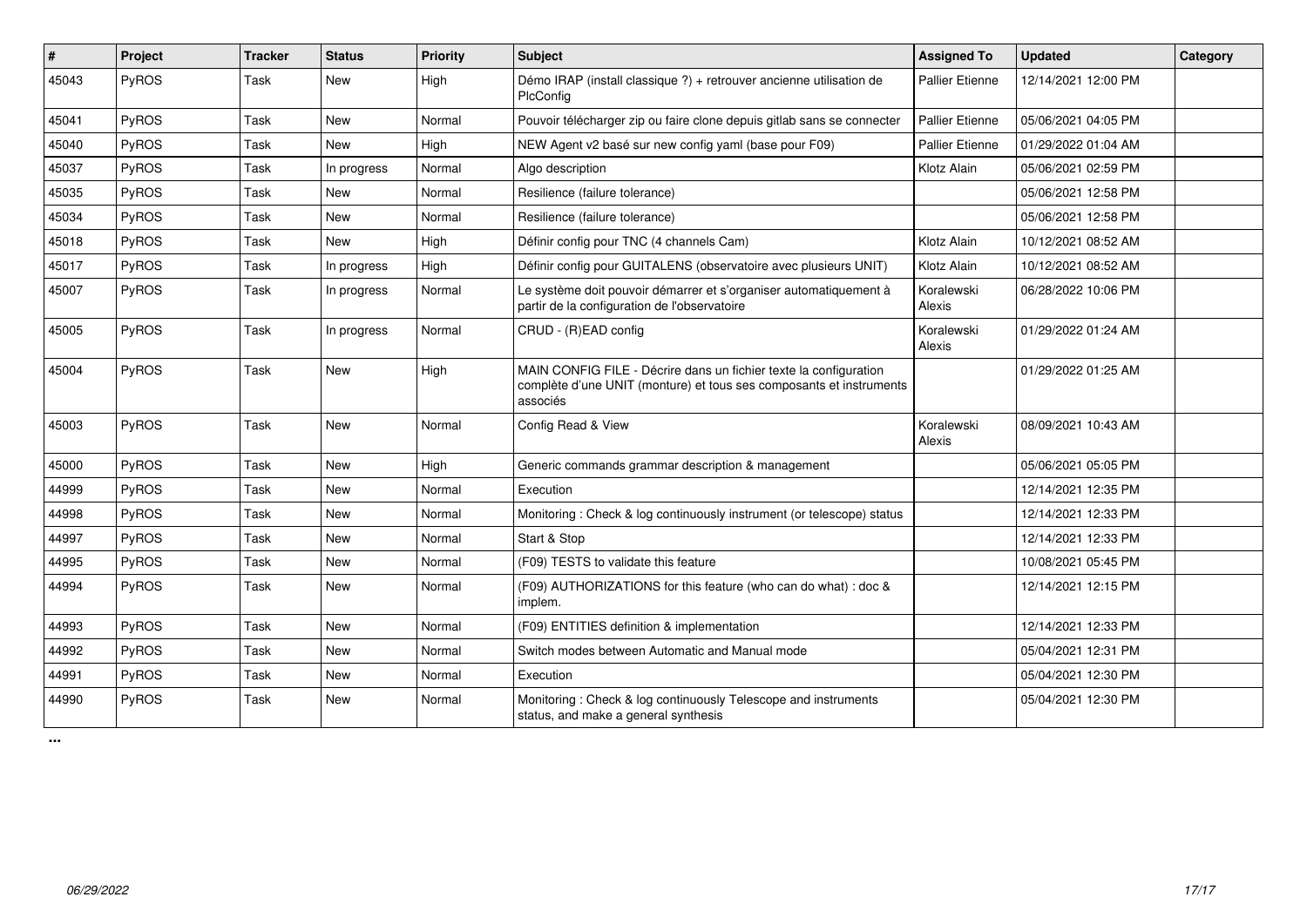| # | Project | Tracker | Status | Priority | Subject | Assigned To | Updated | Category |
|---|---|---|---|---|---|---|---|---|
| 45043 | PyROS | Task | New | High | Démo IRAP (install classique ?) + retrouver ancienne utilisation de PlcConfig | Pallier Etienne | 12/14/2021 12:00 PM | |
| 45041 | PyROS | Task | New | Normal | Pouvoir télécharger zip ou faire clone depuis gitlab sans se connecter | Pallier Etienne | 05/06/2021 04:05 PM | |
| 45040 | PyROS | Task | New | High | NEW Agent v2 basé sur new config yaml (base pour F09) | Pallier Etienne | 01/29/2022 01:04 AM | |
| 45037 | PyROS | Task | In progress | Normal | Algo description | Klotz Alain | 05/06/2021 02:59 PM | |
| 45035 | PyROS | Task | New | Normal | Resilience (failure tolerance) | | 05/06/2021 12:58 PM | |
| 45034 | PyROS | Task | New | Normal | Resilience (failure tolerance) | | 05/06/2021 12:58 PM | |
| 45018 | PyROS | Task | New | High | Définir config pour TNC (4 channels Cam) | Klotz Alain | 10/12/2021 08:52 AM | |
| 45017 | PyROS | Task | In progress | High | Définir config pour GUITALENS (observatoire avec plusieurs UNIT) | Klotz Alain | 10/12/2021 08:52 AM | |
| 45007 | PyROS | Task | In progress | Normal | Le système doit pouvoir démarrer et s'organiser automatiquement à partir de la configuration de l'observatoire | Koralewski Alexis | 06/28/2022 10:06 PM | |
| 45005 | PyROS | Task | In progress | Normal | CRUD - (R)EAD config | Koralewski Alexis | 01/29/2022 01:24 AM | |
| 45004 | PyROS | Task | New | High | MAIN CONFIG FILE - Décrire dans un fichier texte la configuration complète d'une UNIT (monture) et tous ses composants et instruments associés | | 01/29/2022 01:25 AM | |
| 45003 | PyROS | Task | New | Normal | Config Read & View | Koralewski Alexis | 08/09/2021 10:43 AM | |
| 45000 | PyROS | Task | New | High | Generic commands grammar description & management | | 05/06/2021 05:05 PM | |
| 44999 | PyROS | Task | New | Normal | Execution | | 12/14/2021 12:35 PM | |
| 44998 | PyROS | Task | New | Normal | Monitoring : Check & log continuously instrument (or telescope) status | | 12/14/2021 12:33 PM | |
| 44997 | PyROS | Task | New | Normal | Start & Stop | | 12/14/2021 12:33 PM | |
| 44995 | PyROS | Task | New | Normal | (F09) TESTS to validate this feature | | 10/08/2021 05:45 PM | |
| 44994 | PyROS | Task | New | Normal | (F09) AUTHORIZATIONS for this feature (who can do what) : doc & implem. | | 12/14/2021 12:15 PM | |
| 44993 | PyROS | Task | New | Normal | (F09) ENTITIES definition & implementation | | 12/14/2021 12:33 PM | |
| 44992 | PyROS | Task | New | Normal | Switch modes between Automatic and Manual mode | | 05/04/2021 12:31 PM | |
| 44991 | PyROS | Task | New | Normal | Execution | | 05/04/2021 12:30 PM | |
| 44990 | PyROS | Task | New | Normal | Monitoring : Check & log continuously Telescope and instruments status, and make a general synthesis | | 05/04/2021 12:30 PM | |

...